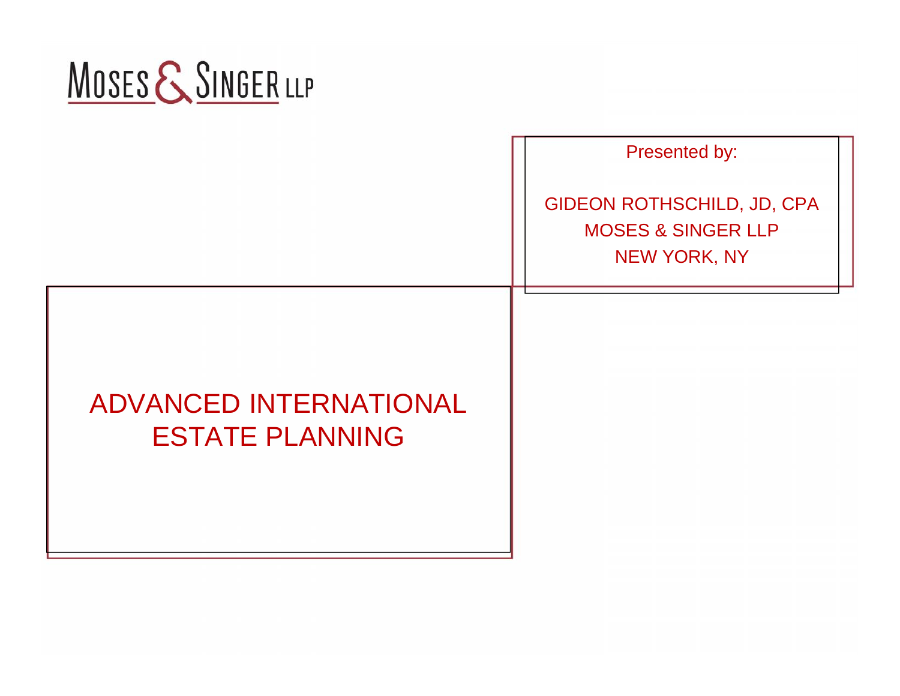MOSES & SINGER LLP

Presented by:

GIDEON ROTHSCHILD, JD, CPA
MOSES & SINGER LLP
NEW YORK, NY

# ADVANCED INTERNATIONAL ESTATE PLANNING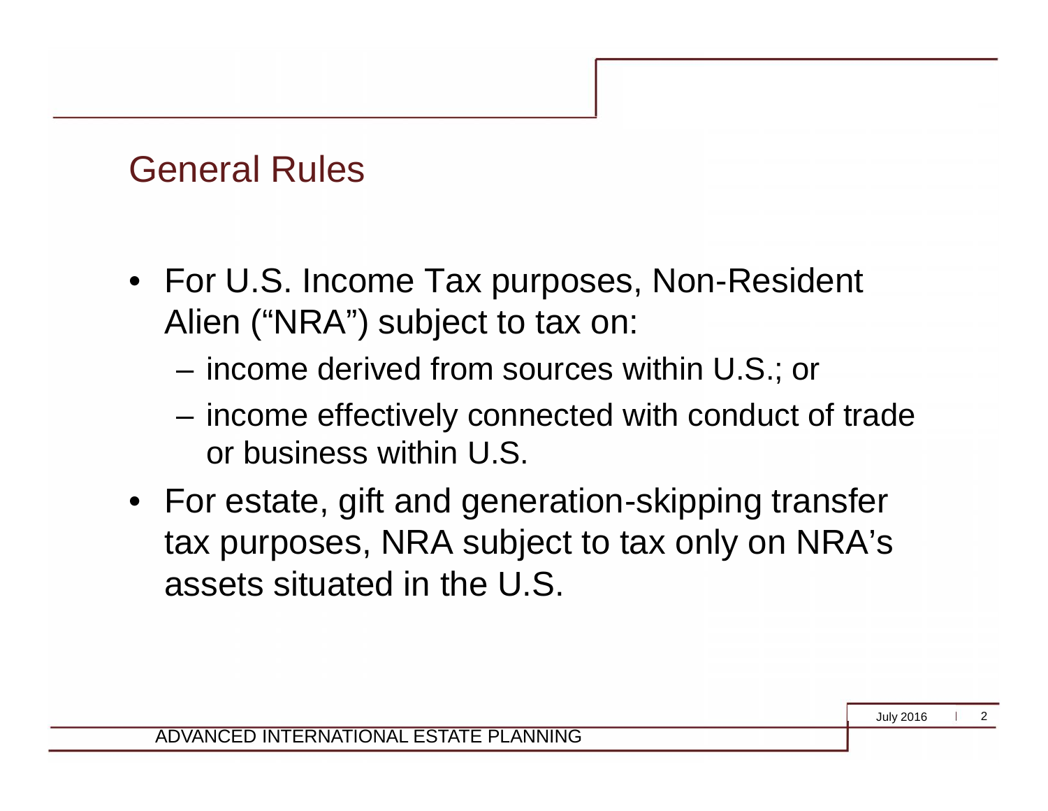## General Rules

- For U.S. Income Tax purposes, Non-Resident Alien ("NRA") subject to tax on:
  - income derived from sources within U.S.; or
  - income effectively connected with conduct of trade or business within U.S.
- For estate, gift and generation-skipping transfer tax purposes, NRA subject to tax only on NRA's assets situated in the U.S.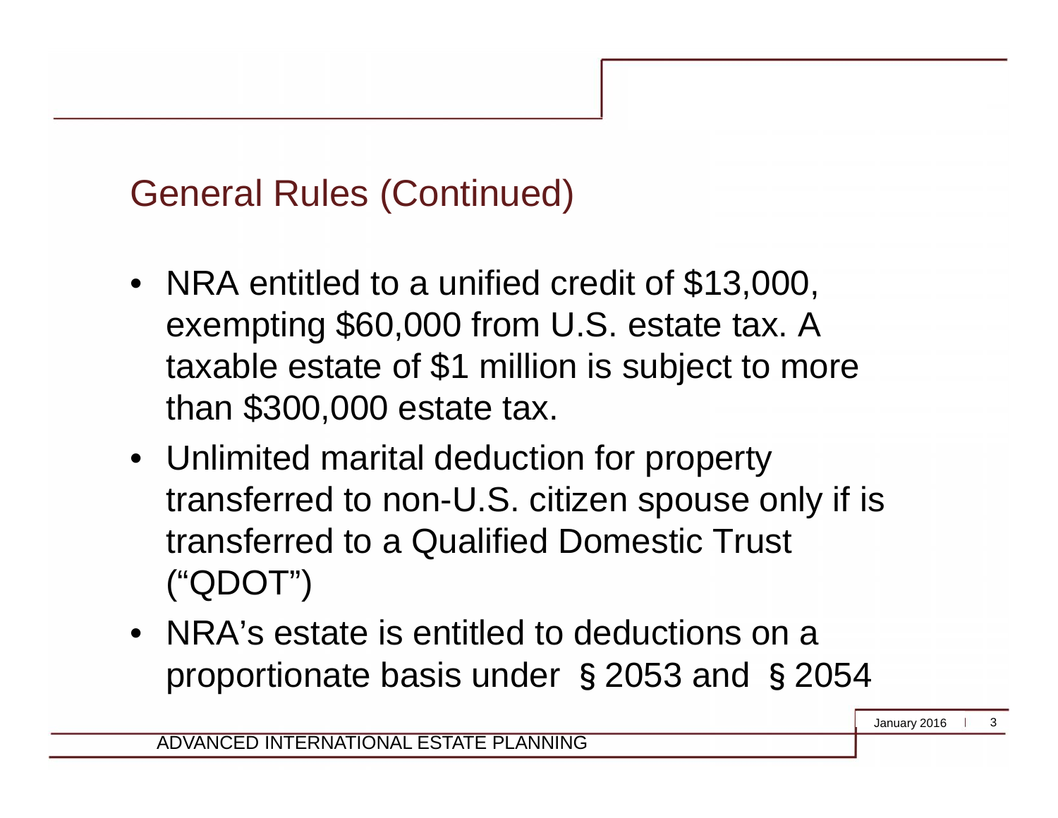## General Rules (Continued)

- NRA entitled to a unified credit of $13,000, exempting $60,000 from U.S. estate tax. A taxable estate of $1 million is subject to more than $300,000 estate tax.
- Unlimited marital deduction for property transferred to non-U.S. citizen spouse only if is transferred to a Qualified Domestic Trust ("QDOT")
- NRA's estate is entitled to deductions on a proportionate basis under §2053 and §2054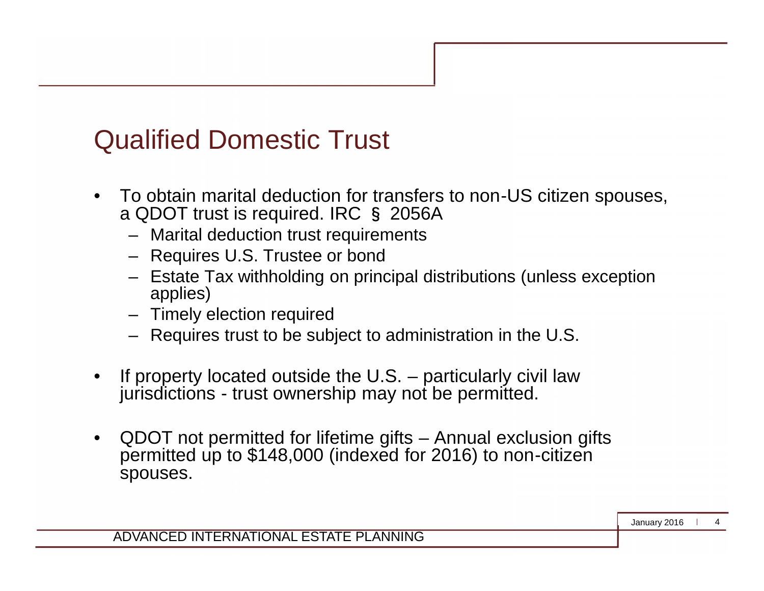# Qualified Domestic Trust

- To obtain marital deduction for transfers to non-US citizen spouses, a QDOT trust is required. IRC § 2056A
  - Marital deduction trust requirements
  - Requires U.S. Trustee or bond
  - Estate Tax withholding on principal distributions (unless exception applies)
  - Timely election required
  - Requires trust to be subject to administration in the U.S.

- If property located outside the U.S. – particularly civil law jurisdictions - trust ownership may not be permitted.

- QDOT not permitted for lifetime gifts – Annual exclusion gifts permitted up to $148,000 (indexed for 2016) to non-citizen spouses.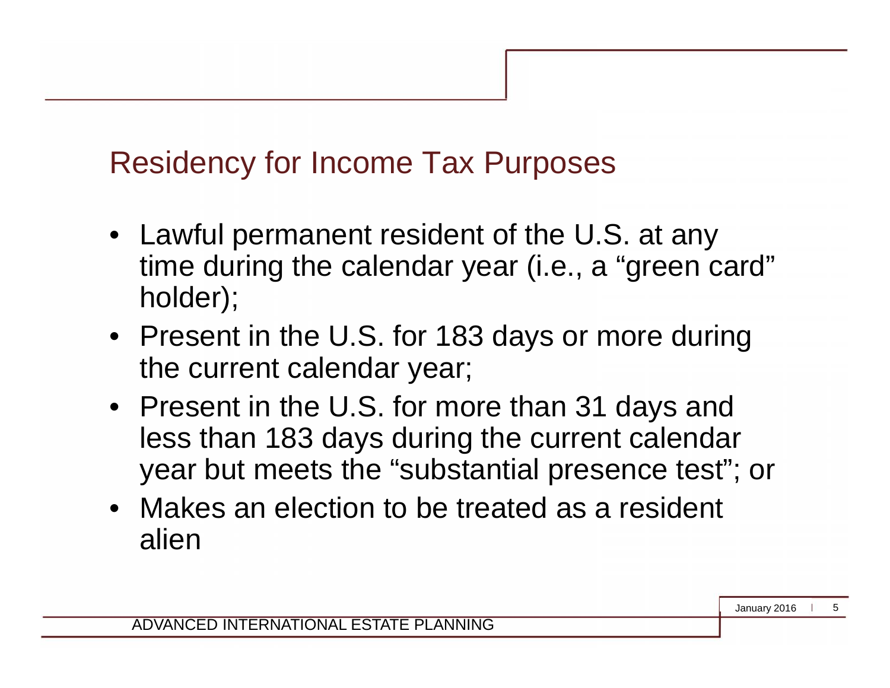## Residency for Income Tax Purposes

- Lawful permanent resident of the U.S. at any time during the calendar year (i.e., a "green card" holder);
- Present in the U.S. for 183 days or more during the current calendar year;
- Present in the U.S. for more than 31 days and less than 183 days during the current calendar year but meets the "substantial presence test"; or
- Makes an election to be treated as a resident alien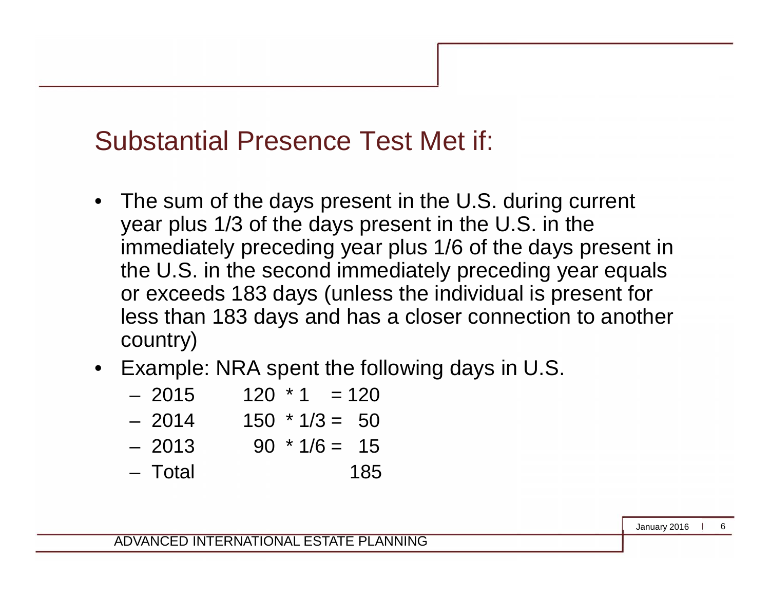## Substantial Presence Test Met if:

- The sum of the days present in the U.S. during current year plus 1/3 of the days present in the U.S. in the immediately preceding year plus 1/6 of the days present in the U.S. in the second immediately preceding year equals or exceeds 183 days (unless the individual is present for less than 183 days and has a closer connection to another country)
- Example: NRA spent the following days in U.S.
  - 2015 120 * 1 = 120
  - 2014 150 * 1/3 = 50
  - 2013 90 * 1/6 = 15
  - Total 185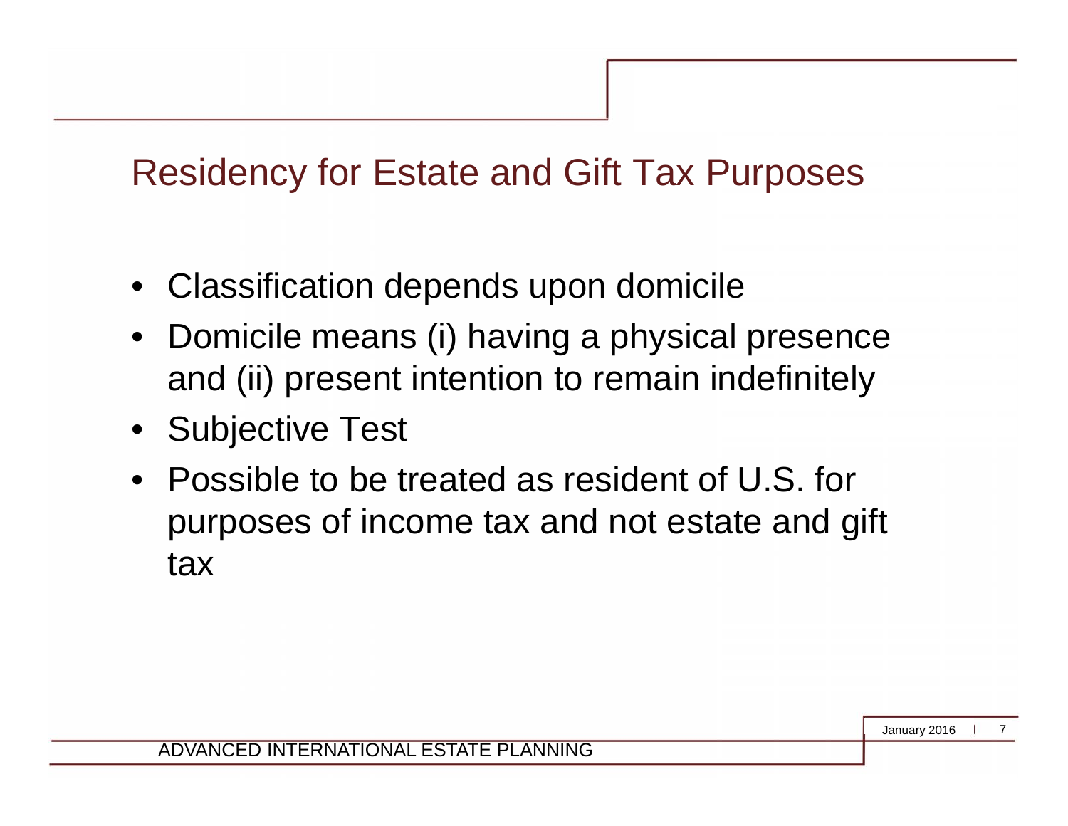# Residency for Estate and Gift Tax Purposes

- Classification depends upon domicile
- Domicile means (i) having a physical presence and (ii) present intention to remain indefinitely
- Subjective Test
- Possible to be treated as resident of U.S. for purposes of income tax and not estate and gift tax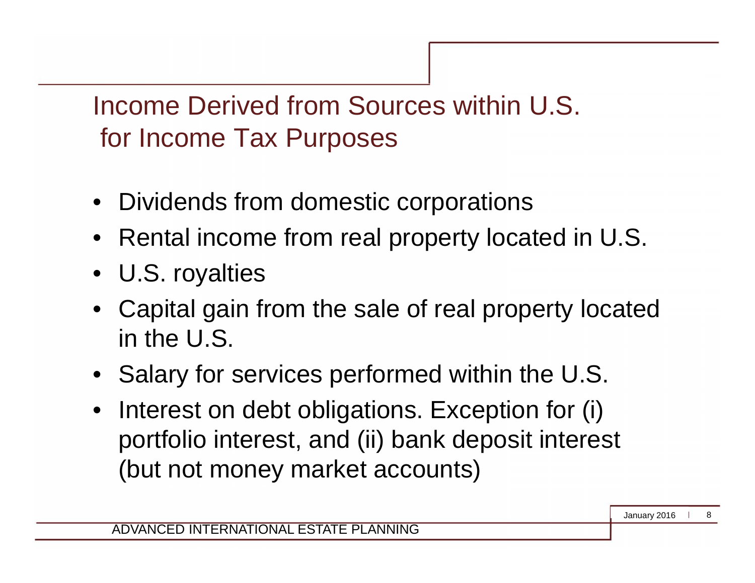# Income Derived from Sources within U.S. for Income Tax Purposes

- Dividends from domestic corporations
- Rental income from real property located in U.S.
- U.S. royalties
- Capital gain from the sale of real property located in the U.S.
- Salary for services performed within the U.S.
- Interest on debt obligations. Exception for (i) portfolio interest, and (ii) bank deposit interest (but not money market accounts)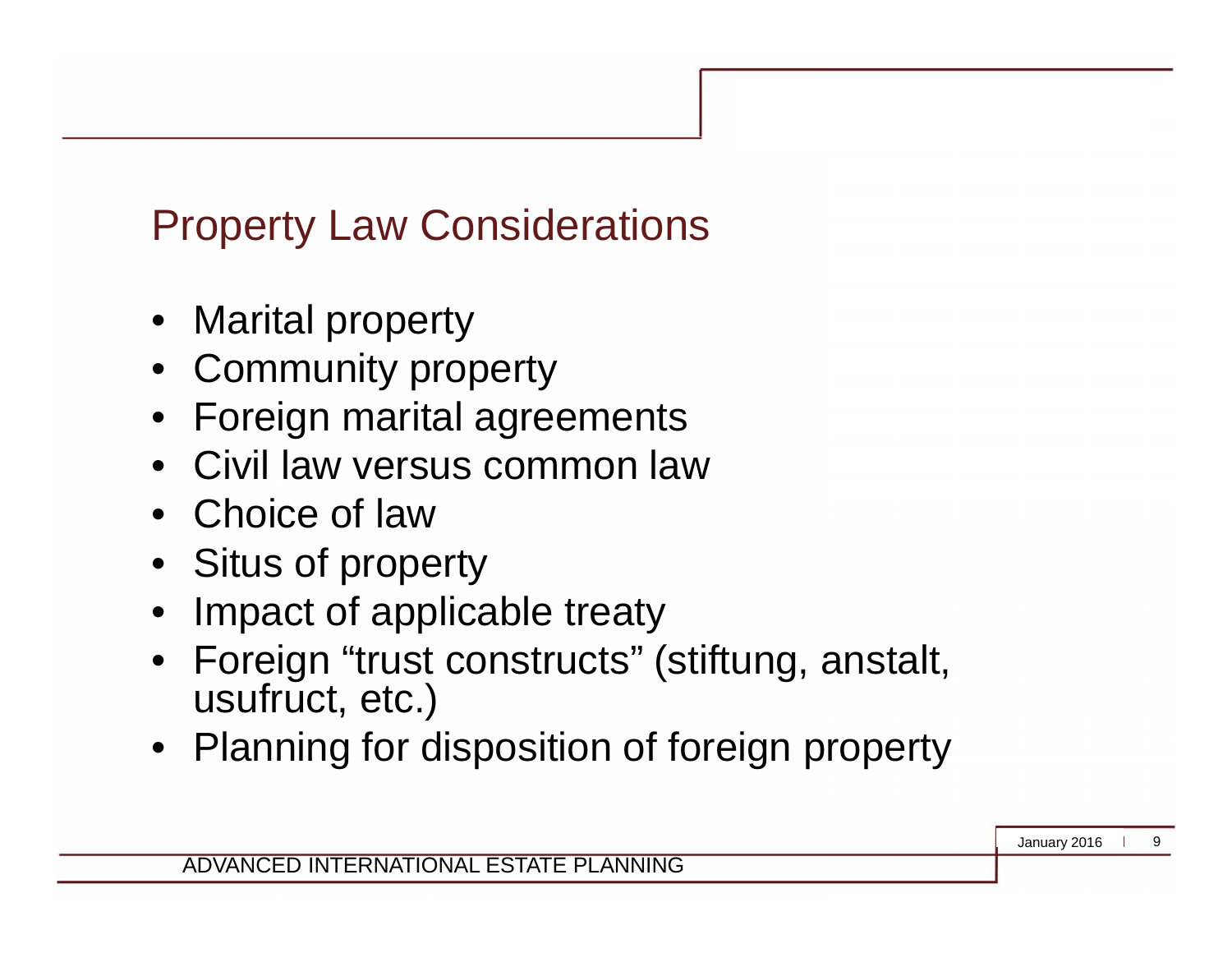## Property Law Considerations

- Marital property
- Community property
- Foreign marital agreements
- Civil law versus common law
- Choice of law
- Situs of property
- Impact of applicable treaty
- Foreign “trust constructs” (stiftung, anstalt, usufruct, etc.)
- Planning for disposition of foreign property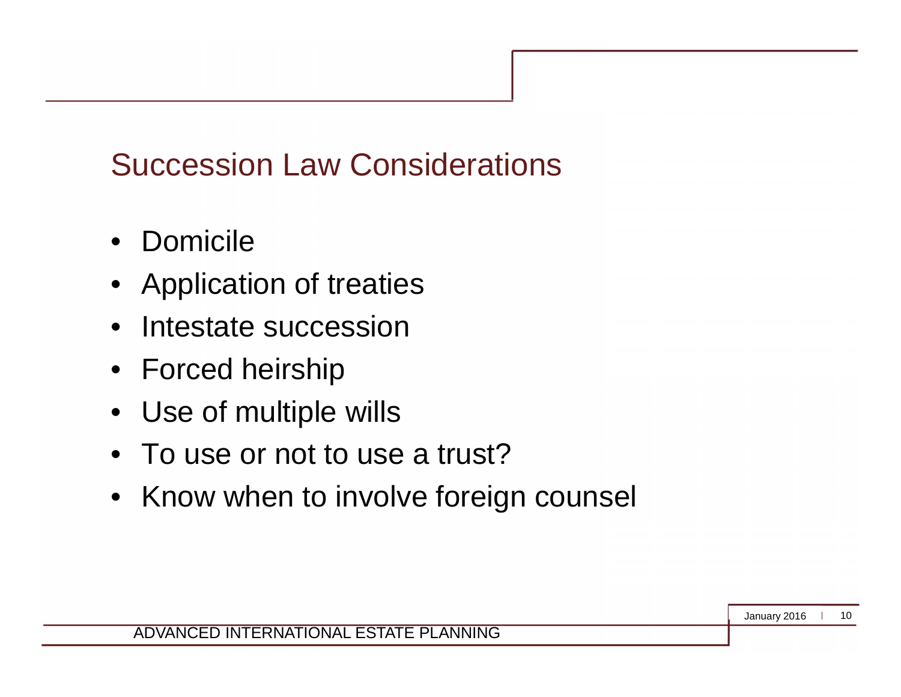# Succession Law Considerations

- Domicile
- Application of treaties
- Intestate succession
- Forced heirship
- Use of multiple wills
- To use or not to use a trust?
- Know when to involve foreign counsel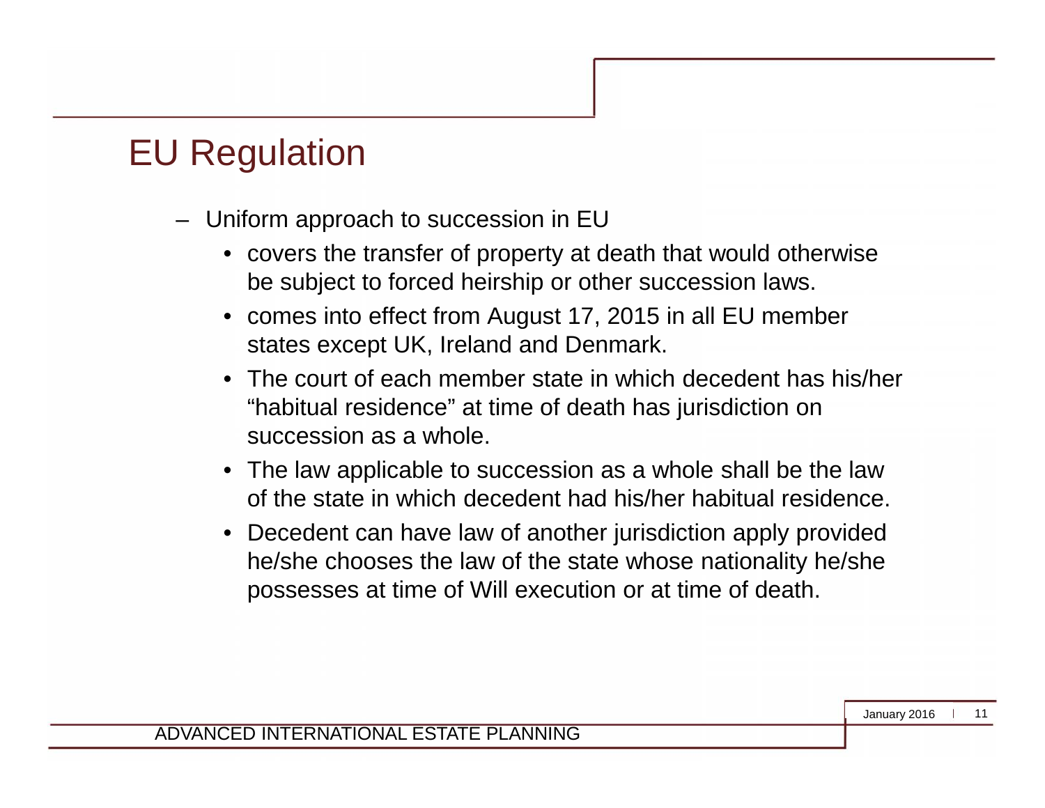# EU Regulation

- Uniform approach to succession in EU
  - covers the transfer of property at death that would otherwise be subject to forced heirship or other succession laws.
  - comes into effect from August 17, 2015 in all EU member states except UK, Ireland and Denmark.
  - The court of each member state in which decedent has his/her "habitual residence" at time of death has jurisdiction on succession as a whole.
  - The law applicable to succession as a whole shall be the law of the state in which decedent had his/her habitual residence.
  - Decedent can have law of another jurisdiction apply provided he/she chooses the law of the state whose nationality he/she possesses at time of Will execution or at time of death.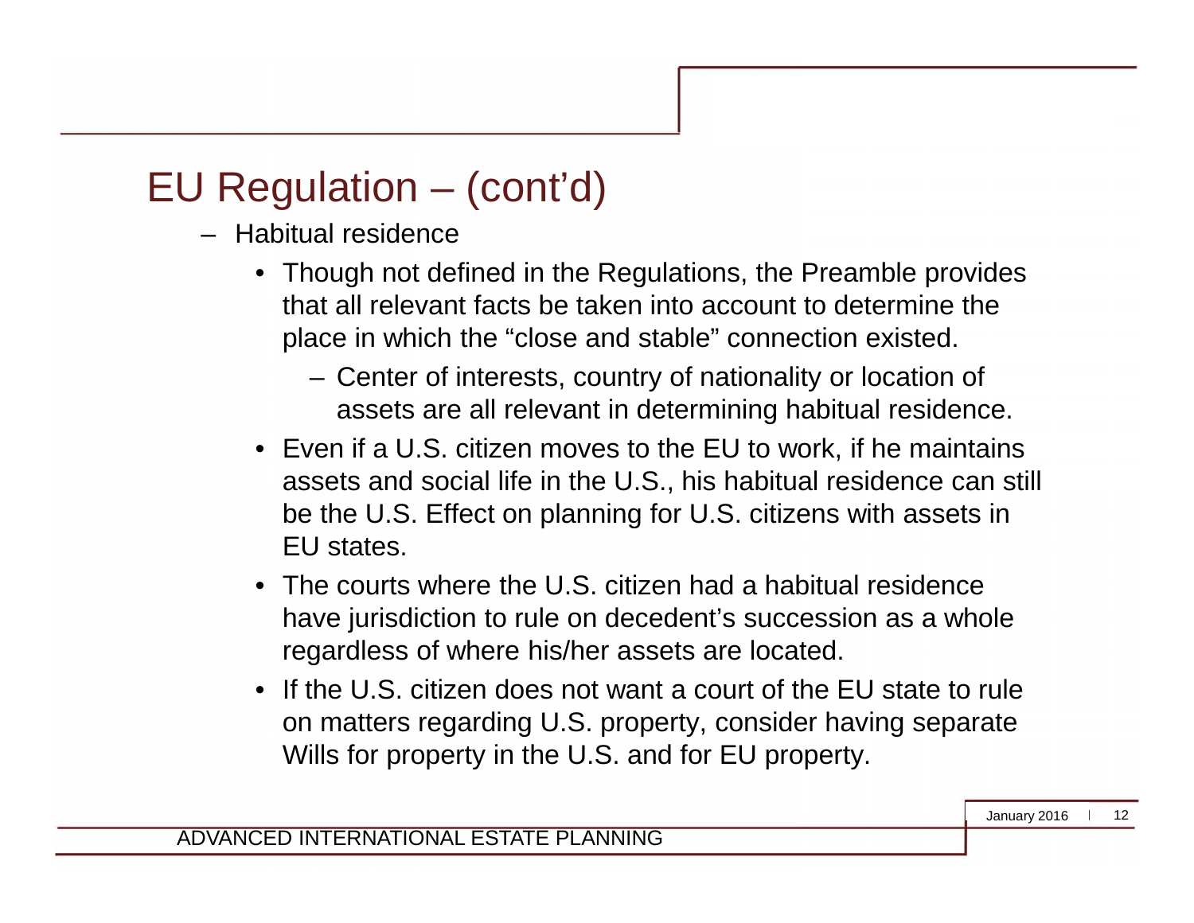# EU Regulation – (cont'd)

- Habitual residence
  - Though not defined in the Regulations, the Preamble provides that all relevant facts be taken into account to determine the place in which the "close and stable" connection existed.
    - Center of interests, country of nationality or location of assets are all relevant in determining habitual residence.
  - Even if a U.S. citizen moves to the EU to work, if he maintains assets and social life in the U.S., his habitual residence can still be the U.S. Effect on planning for U.S. citizens with assets in EU states.
  - The courts where the U.S. citizen had a habitual residence have jurisdiction to rule on decedent's succession as a whole regardless of where his/her assets are located.
  - If the U.S. citizen does not want a court of the EU state to rule on matters regarding U.S. property, consider having separate Wills for property in the U.S. and for EU property.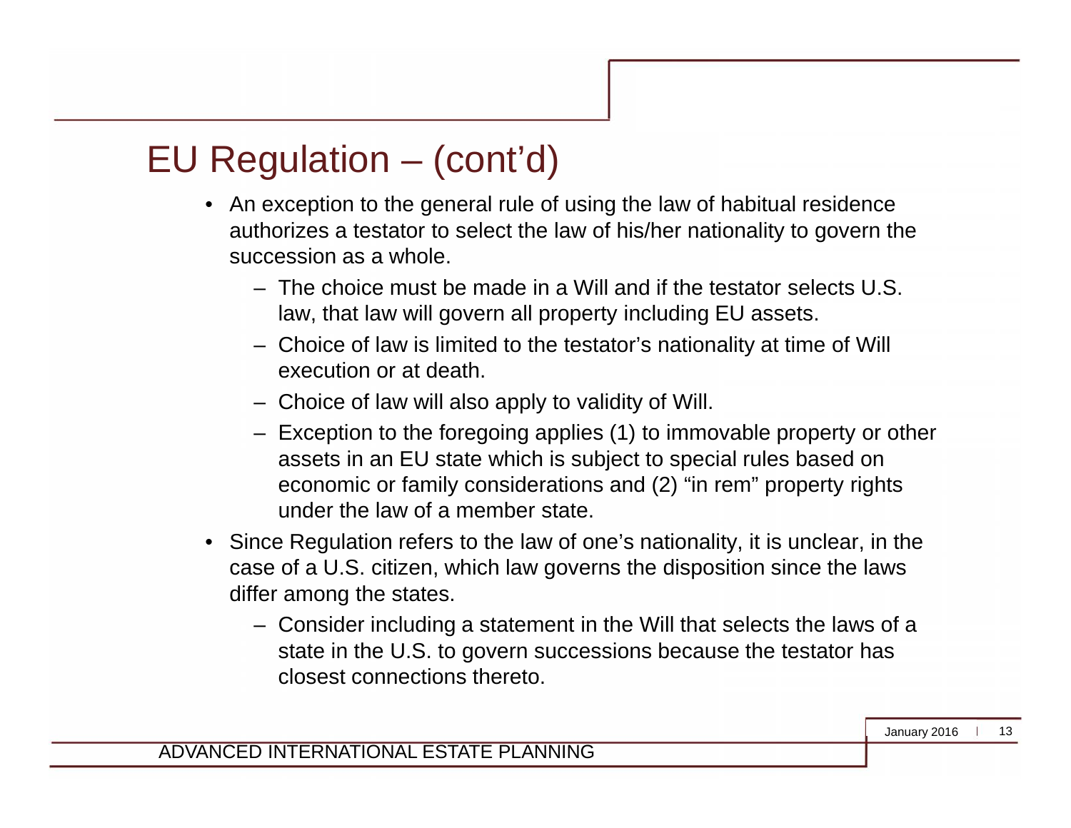# EU Regulation – (cont'd)

- An exception to the general rule of using the law of habitual residence authorizes a testator to select the law of his/her nationality to govern the succession as a whole.
  - The choice must be made in a Will and if the testator selects U.S. law, that law will govern all property including EU assets.
  - Choice of law is limited to the testator's nationality at time of Will execution or at death.
  - Choice of law will also apply to validity of Will.
  - Exception to the foregoing applies (1) to immovable property or other assets in an EU state which is subject to special rules based on economic or family considerations and (2) "in rem" property rights under the law of a member state.
- Since Regulation refers to the law of one's nationality, it is unclear, in the case of a U.S. citizen, which law governs the disposition since the laws differ among the states.
  - Consider including a statement in the Will that selects the laws of a state in the U.S. to govern successions because the testator has closest connections thereto.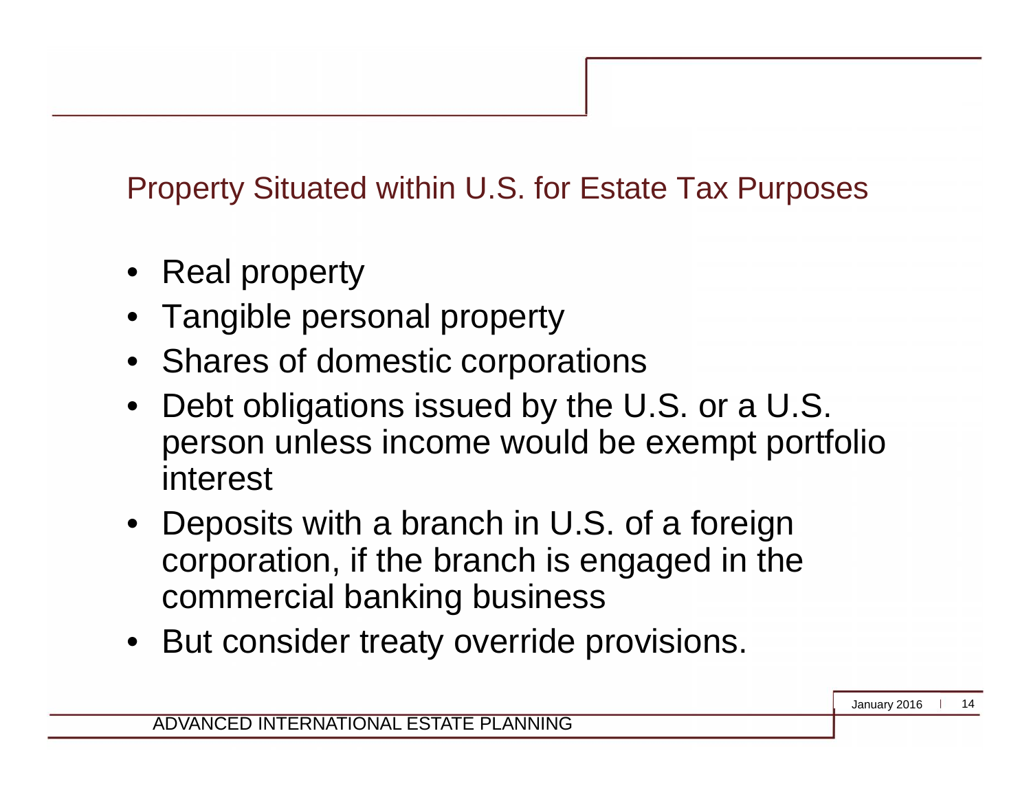## Property Situated within U.S. for Estate Tax Purposes

- Real property
- Tangible personal property
- Shares of domestic corporations
- Debt obligations issued by the U.S. or a U.S. person unless income would be exempt portfolio interest
- Deposits with a branch in U.S. of a foreign corporation, if the branch is engaged in the commercial banking business
- But consider treaty override provisions.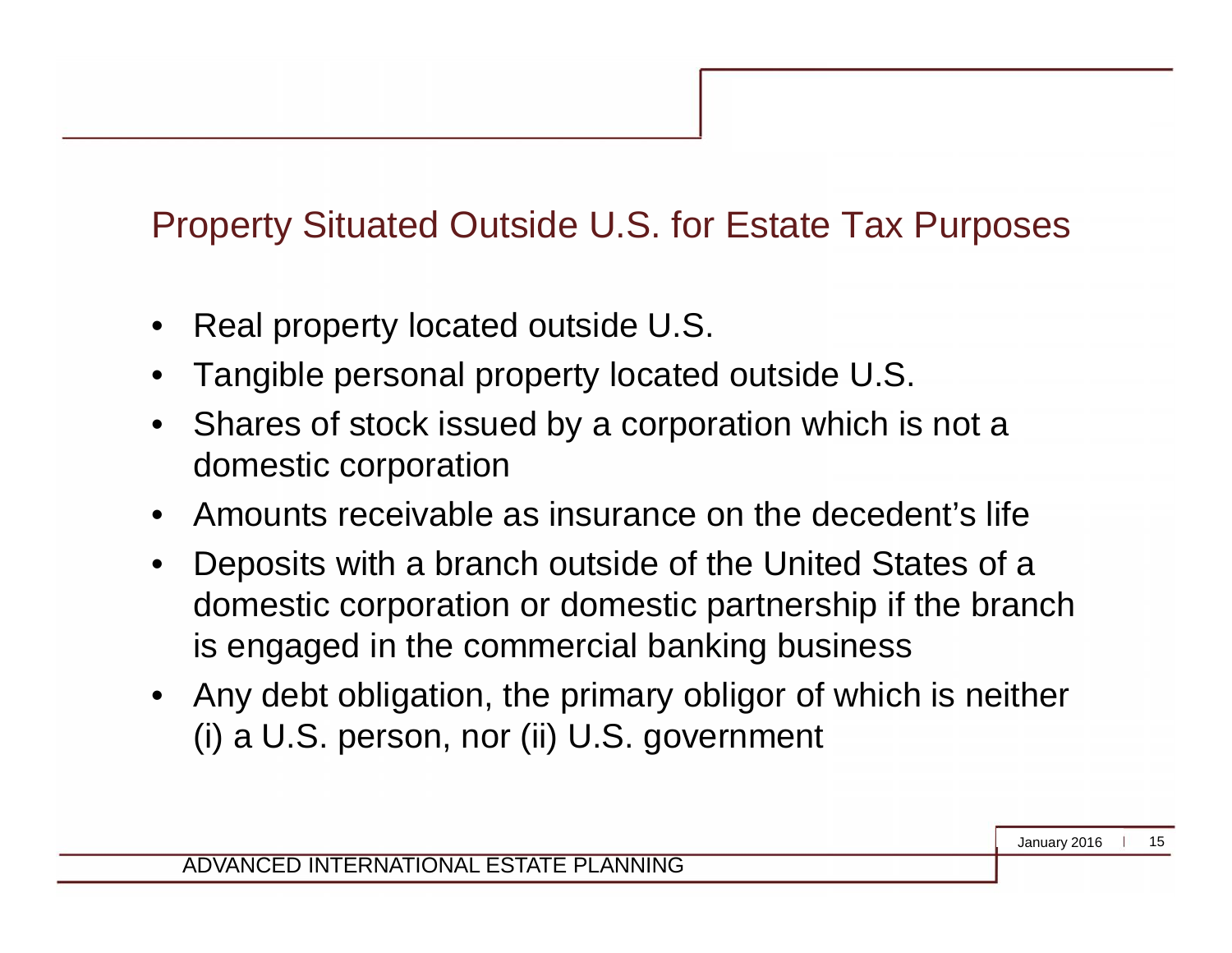## Property Situated Outside U.S. for Estate Tax Purposes

- Real property located outside U.S.
- Tangible personal property located outside U.S.
- Shares of stock issued by a corporation which is not a domestic corporation
- Amounts receivable as insurance on the decedent's life
- Deposits with a branch outside of the United States of a domestic corporation or domestic partnership if the branch is engaged in the commercial banking business
- Any debt obligation, the primary obligor of which is neither (i) a U.S. person, nor (ii) U.S. government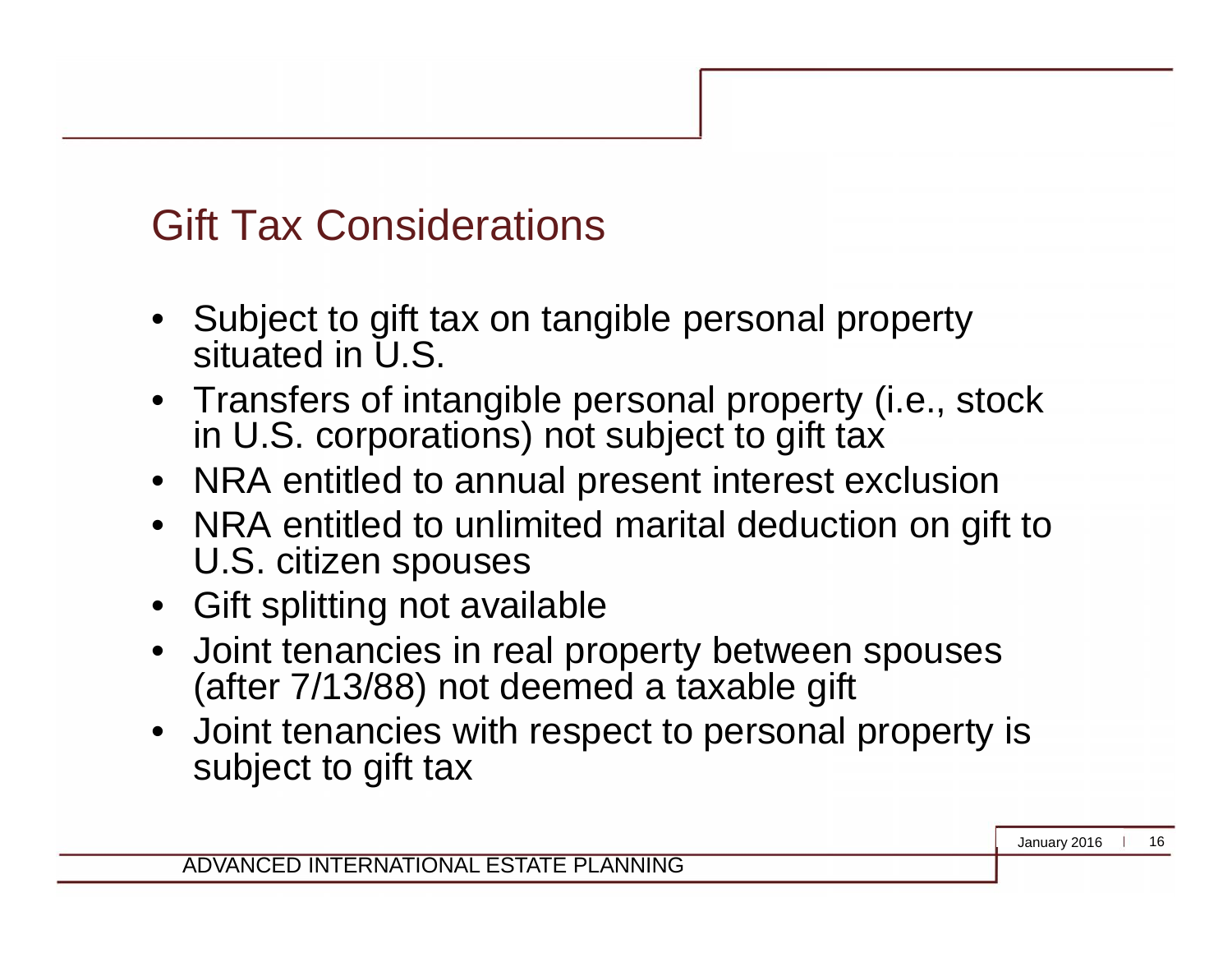# Gift Tax Considerations

- Subject to gift tax on tangible personal property situated in U.S.
- Transfers of intangible personal property (i.e., stock in U.S. corporations) not subject to gift tax
- NRA entitled to annual present interest exclusion
- NRA entitled to unlimited marital deduction on gift to U.S. citizen spouses
- Gift splitting not available
- Joint tenancies in real property between spouses (after 7/13/88) not deemed a taxable gift
- Joint tenancies with respect to personal property is subject to gift tax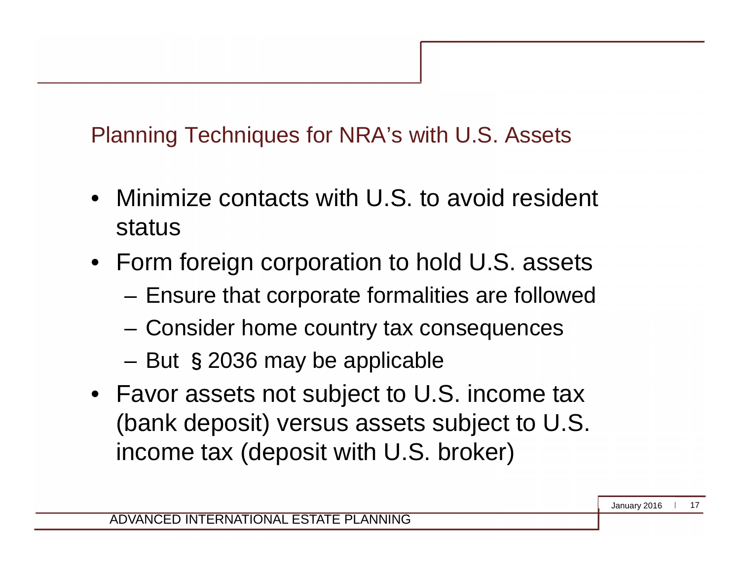## Planning Techniques for NRA's with U.S. Assets

- Minimize contacts with U.S. to avoid resident status
- Form foreign corporation to hold U.S. assets
  - Ensure that corporate formalities are followed
  - Consider home country tax consequences
  - But § 2036 may be applicable
- Favor assets not subject to U.S. income tax (bank deposit) versus assets subject to U.S. income tax (deposit with U.S. broker)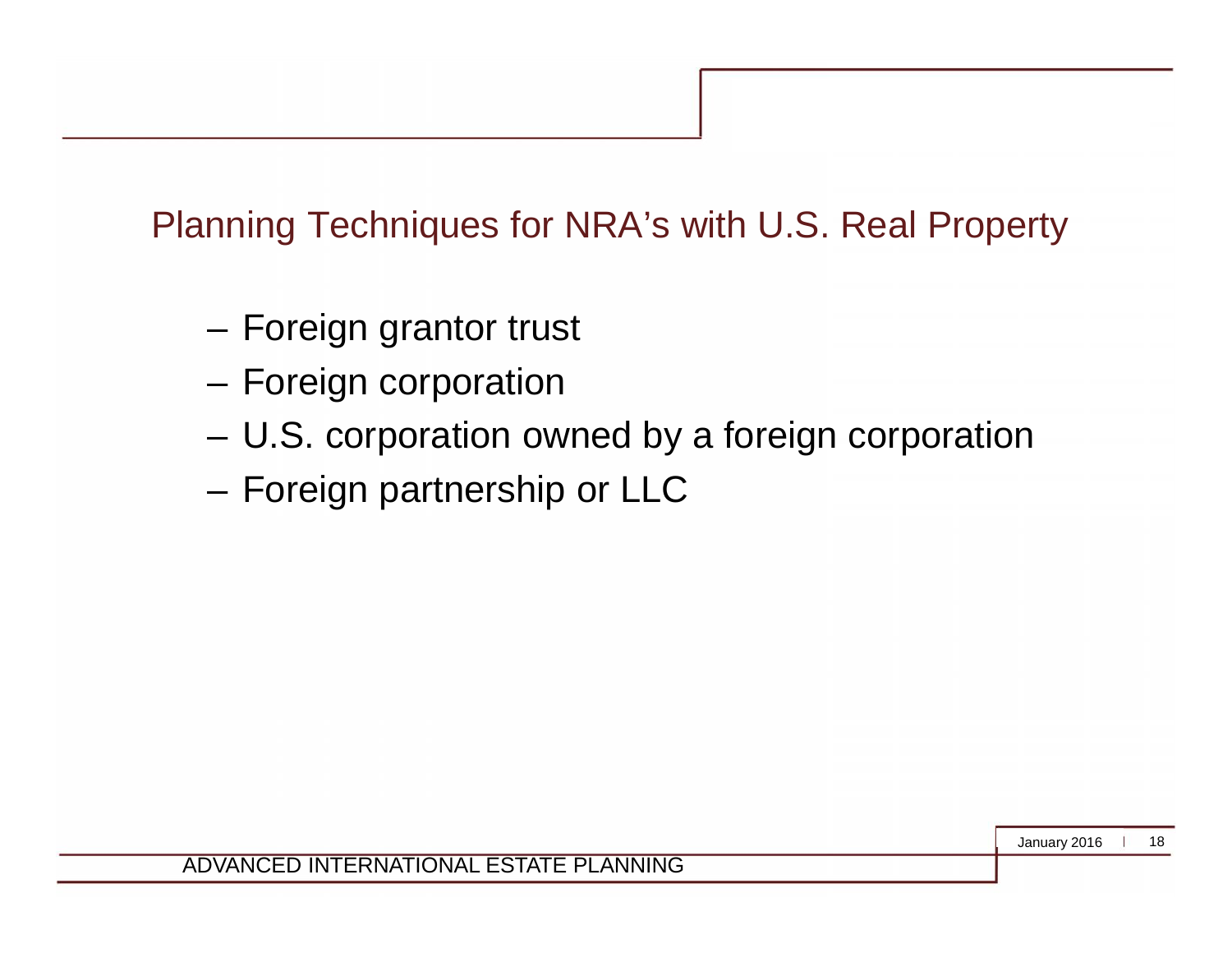## Planning Techniques for NRA's with U.S. Real Property

- Foreign grantor trust
- Foreign corporation
- U.S. corporation owned by a foreign corporation
- Foreign partnership or LLC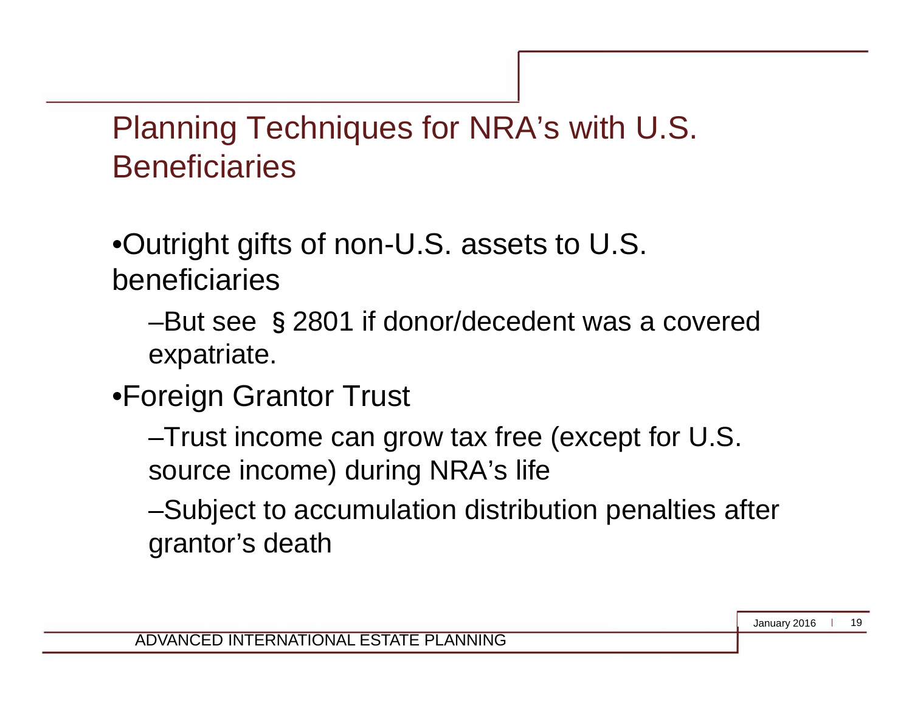# Planning Techniques for NRA's with U.S. Beneficiaries

- Outright gifts of non-U.S. assets to U.S. beneficiaries
  - But see § 2801 if donor/decedent was a covered expatriate.
- Foreign Grantor Trust
  - Trust income can grow tax free (except for U.S. source income) during NRA's life
  - Subject to accumulation distribution penalties after grantor's death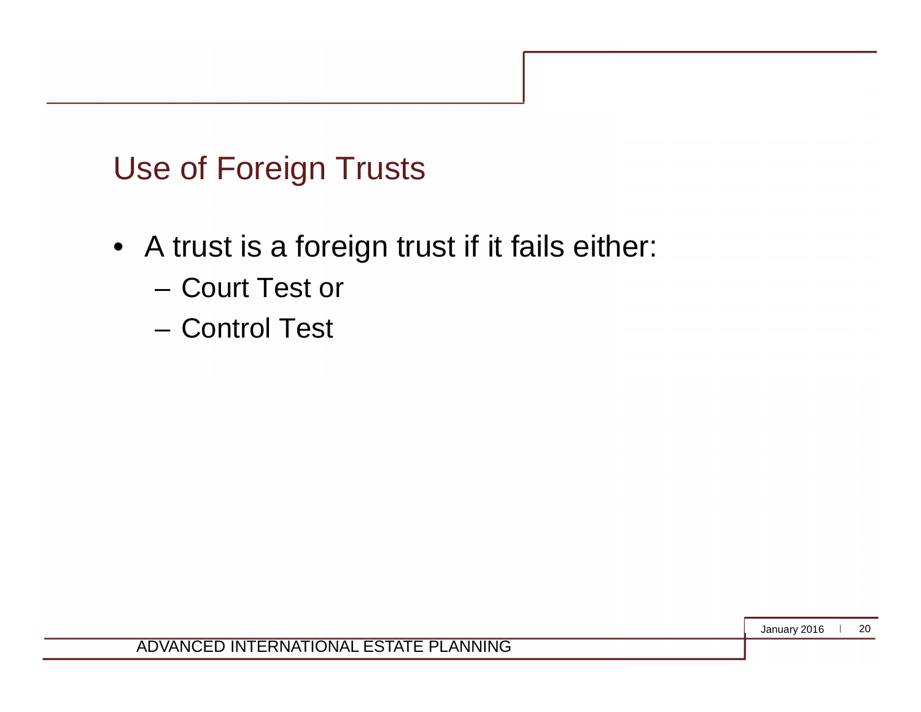## Use of Foreign Trusts

- A trust is a foreign trust if it fails either:
  - Court Test or
  - Control Test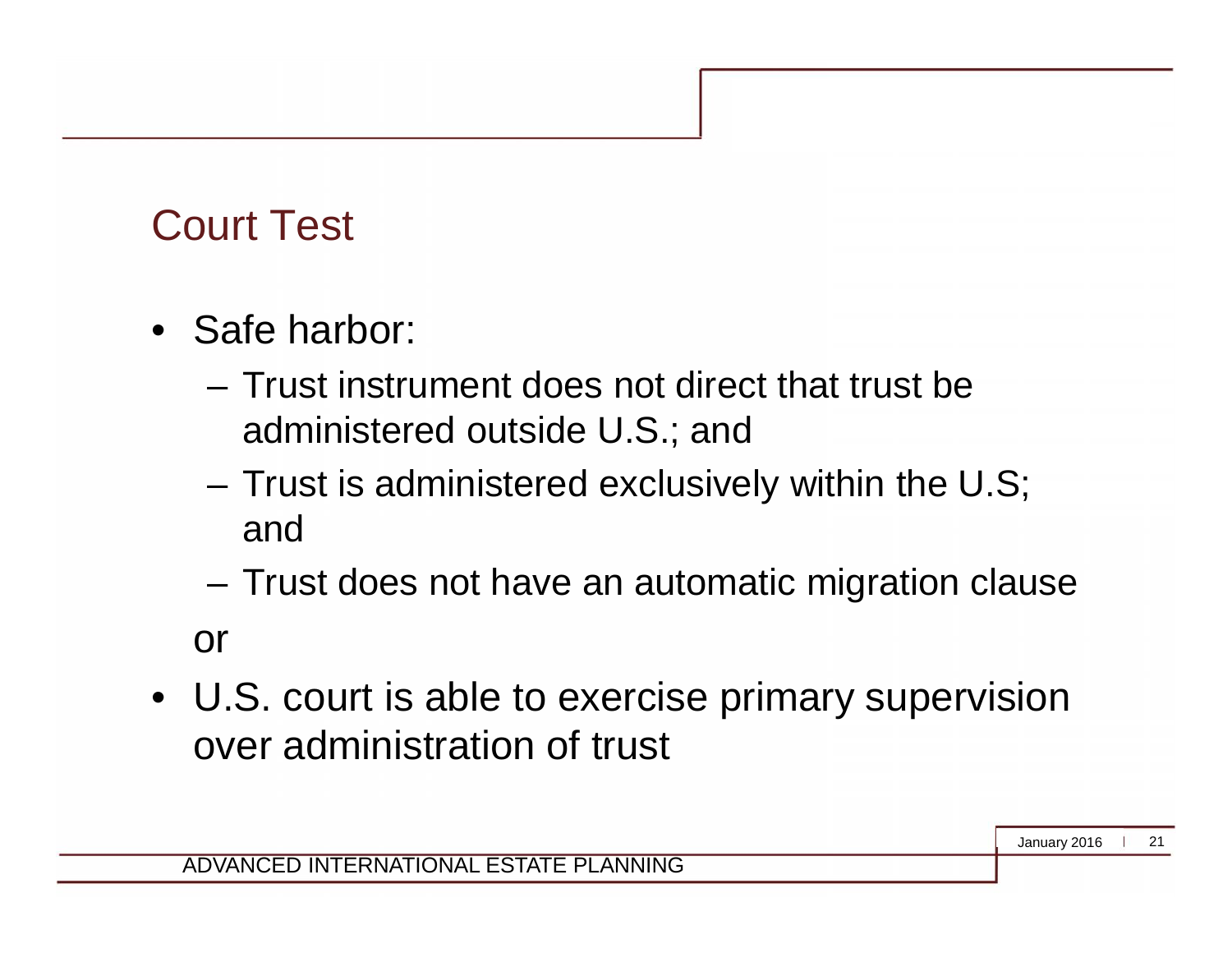# Court Test

- Safe harbor:
  - Trust instrument does not direct that trust be administered outside U.S.; and
  - Trust is administered exclusively within the U.S; and
  - Trust does not have an automatic migration clause

  or

- U.S. court is able to exercise primary supervision over administration of trust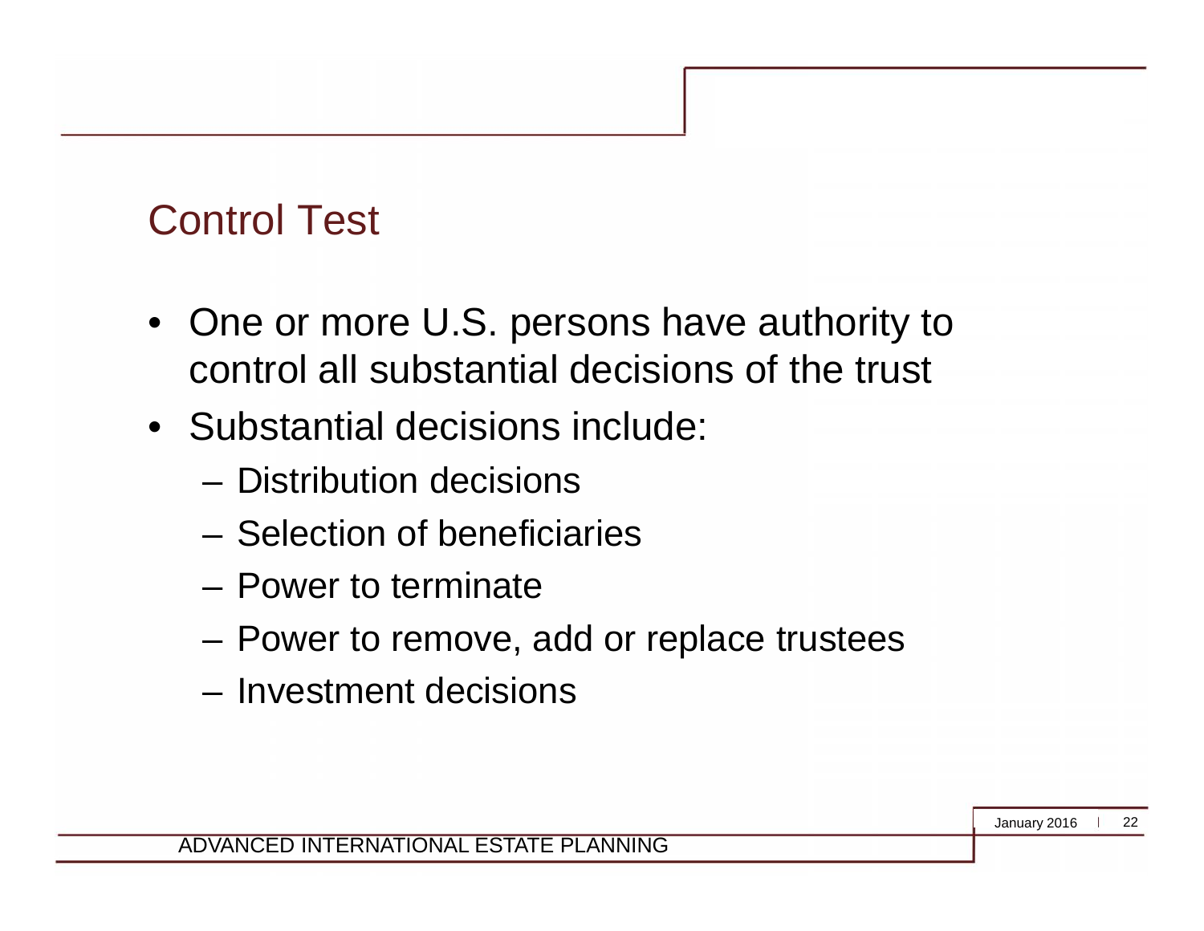## Control Test

- One or more U.S. persons have authority to control all substantial decisions of the trust
- Substantial decisions include:
  - Distribution decisions
  - Selection of beneficiaries
  - Power to terminate
  - Power to remove, add or replace trustees
  - Investment decisions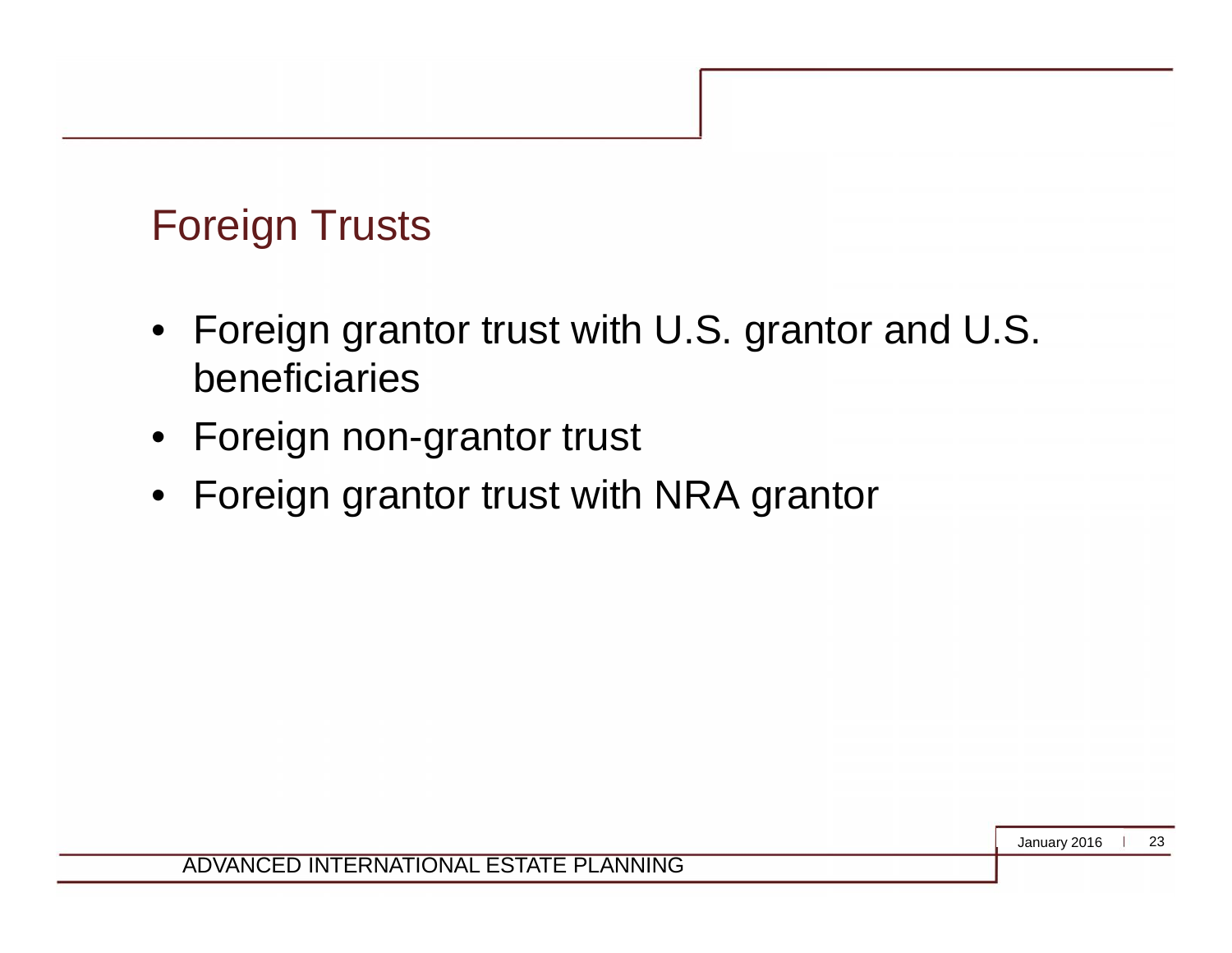# Foreign Trusts

- Foreign grantor trust with U.S. grantor and U.S. beneficiaries
- Foreign non-grantor trust
- Foreign grantor trust with NRA grantor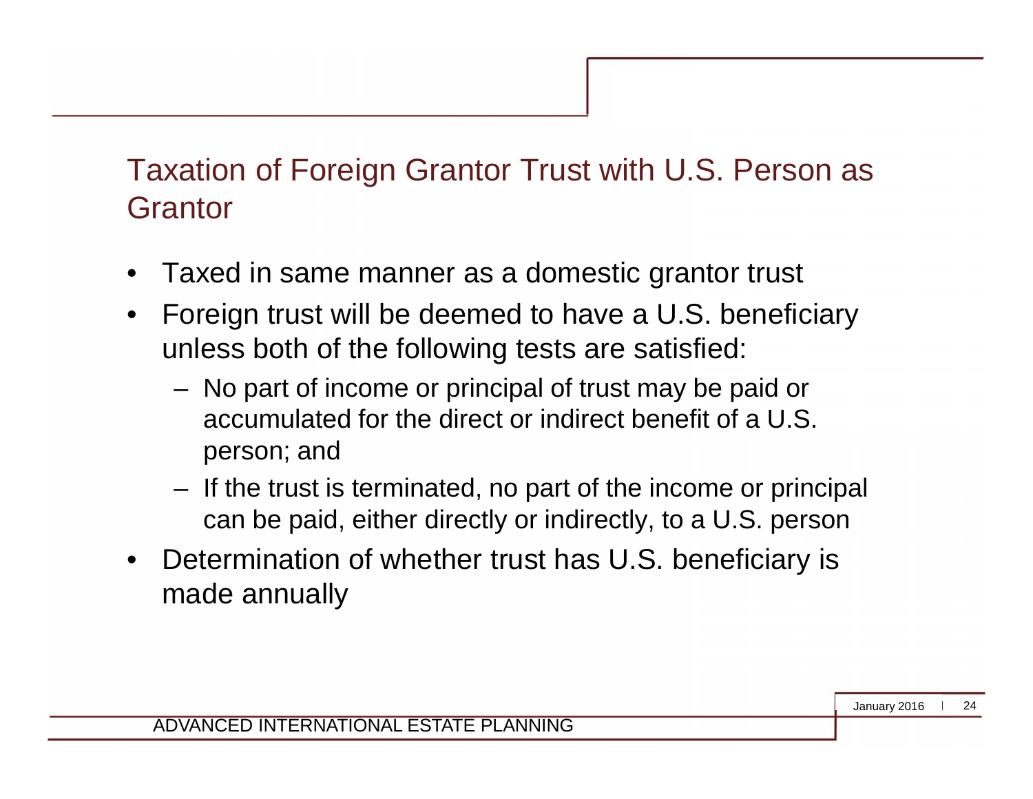# Taxation of Foreign Grantor Trust with U.S. Person as Grantor

- Taxed in same manner as a domestic grantor trust
- Foreign trust will be deemed to have a U.S. beneficiary unless both of the following tests are satisfied:
  - No part of income or principal of trust may be paid or accumulated for the direct or indirect benefit of a U.S. person; and
  - If the trust is terminated, no part of the income or principal can be paid, either directly or indirectly, to a U.S. person
- Determination of whether trust has U.S. beneficiary is made annually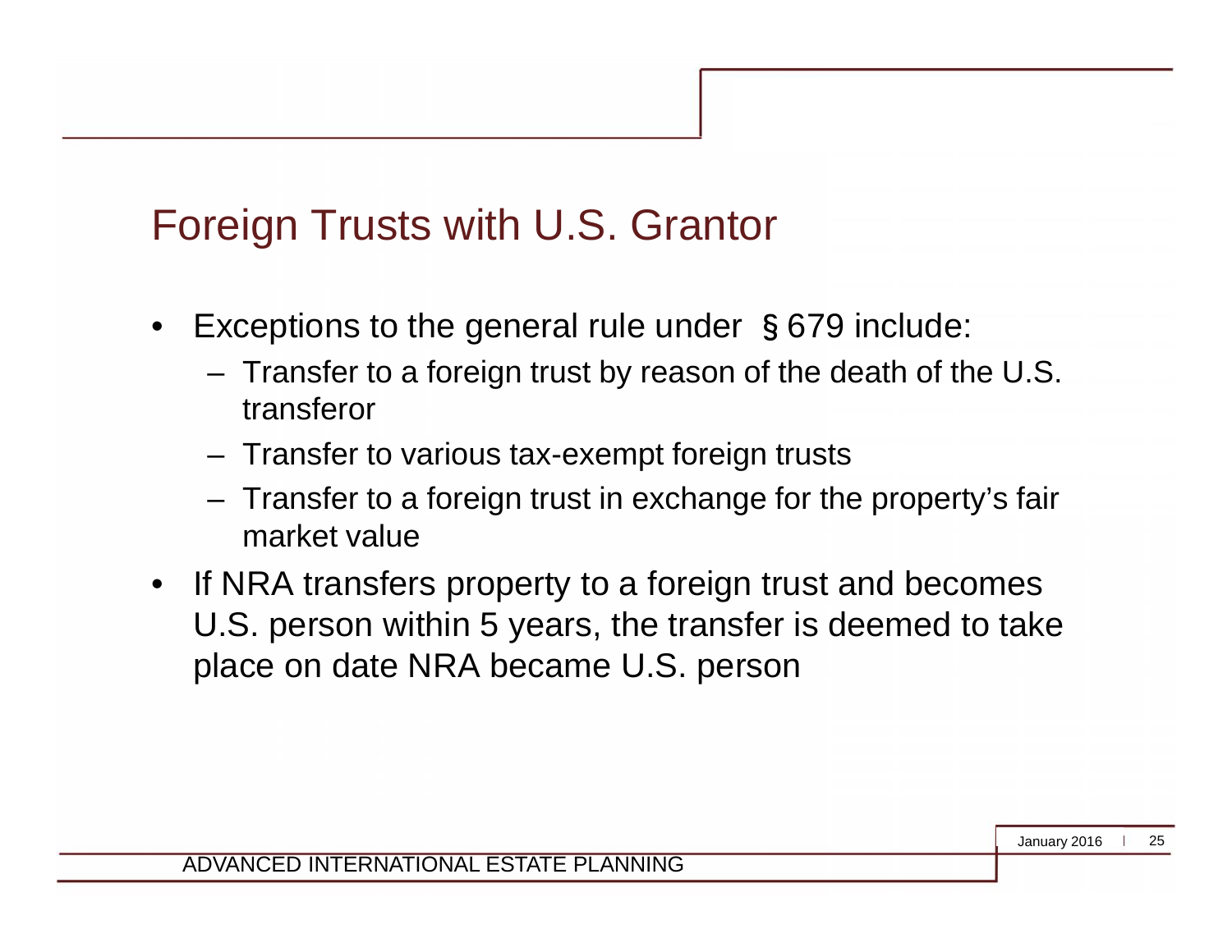# Foreign Trusts with U.S. Grantor

- Exceptions to the general rule under §679 include:
  - Transfer to a foreign trust by reason of the death of the U.S. transferor
  - Transfer to various tax-exempt foreign trusts
  - Transfer to a foreign trust in exchange for the property's fair market value
- If NRA transfers property to a foreign trust and becomes U.S. person within 5 years, the transfer is deemed to take place on date NRA became U.S. person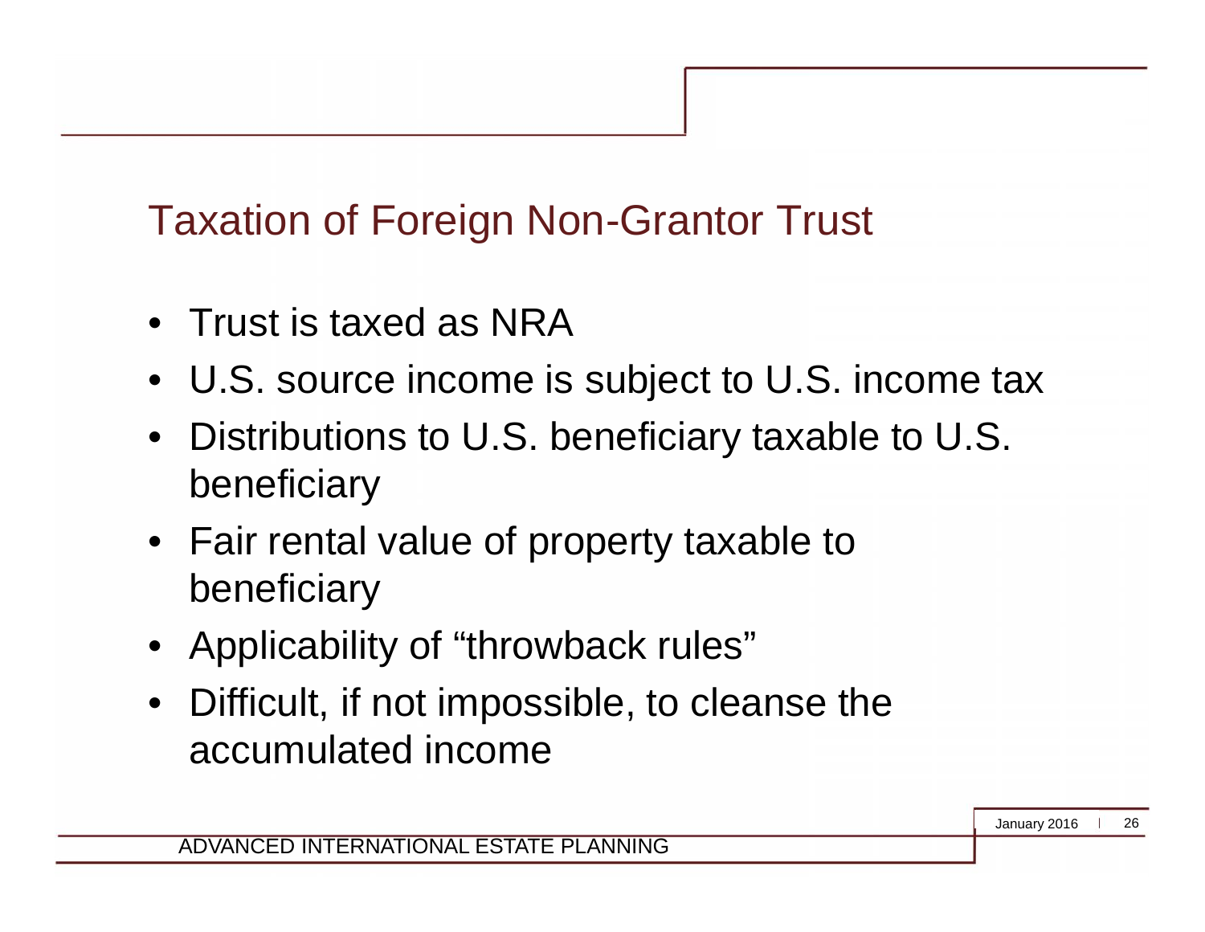## Taxation of Foreign Non-Grantor Trust

- Trust is taxed as NRA
- U.S. source income is subject to U.S. income tax
- Distributions to U.S. beneficiary taxable to U.S. beneficiary
- Fair rental value of property taxable to beneficiary
- Applicability of "throwback rules"
- Difficult, if not impossible, to cleanse the accumulated income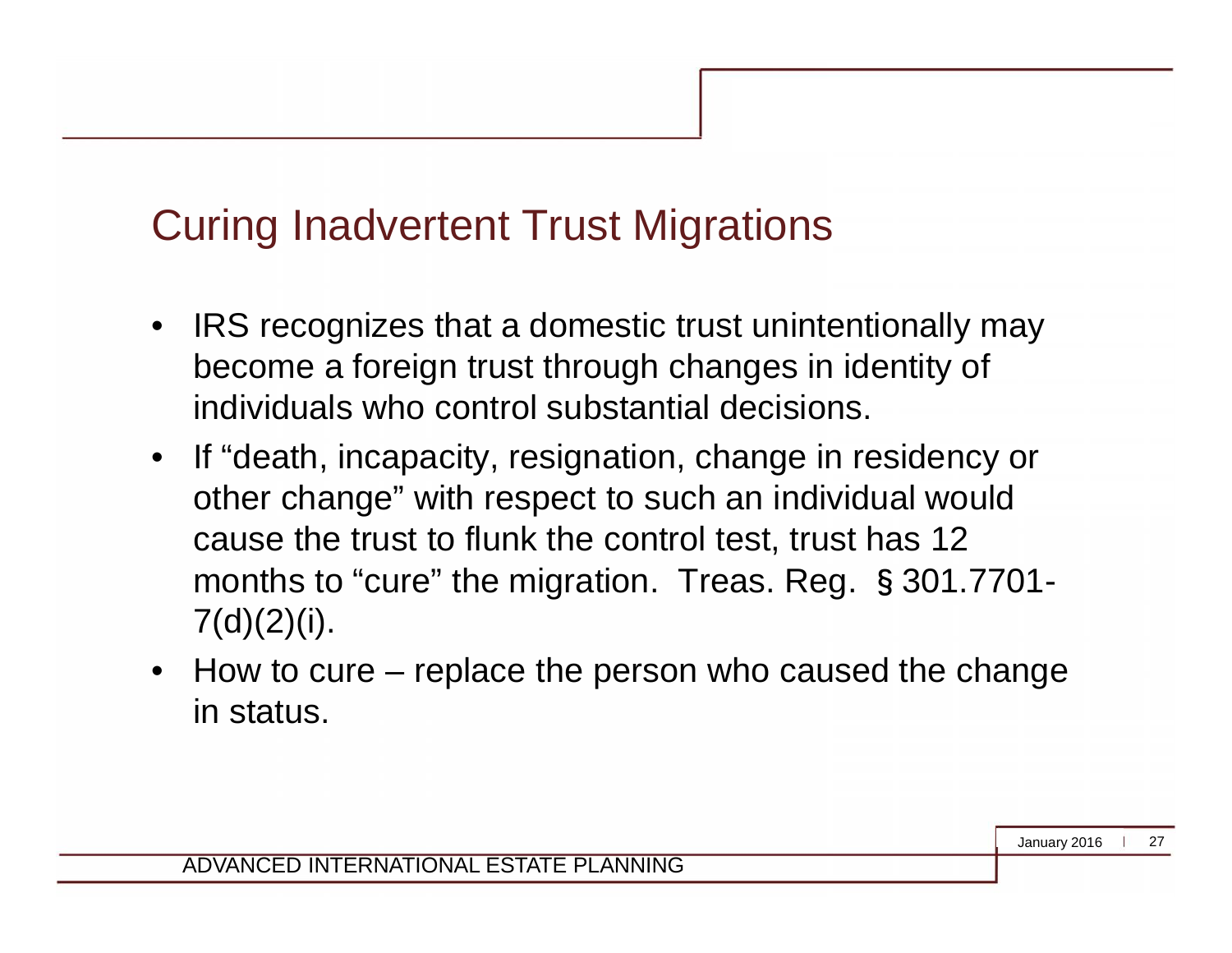# Curing Inadvertent Trust Migrations

- IRS recognizes that a domestic trust unintentionally may become a foreign trust through changes in identity of individuals who control substantial decisions.
- If "death, incapacity, resignation, change in residency or other change" with respect to such an individual would cause the trust to flunk the control test, trust has 12 months to "cure" the migration. Treas. Reg. § 301.7701-7(d)(2)(i).
- How to cure – replace the person who caused the change in status.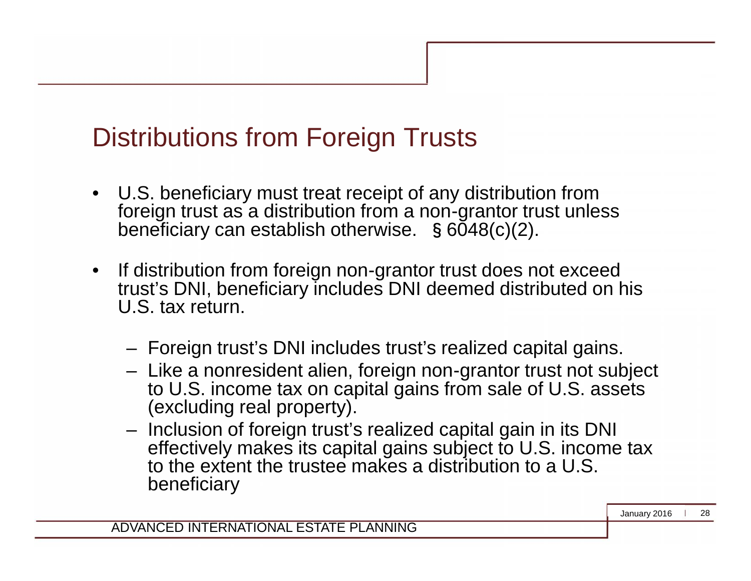# Distributions from Foreign Trusts

- U.S. beneficiary must treat receipt of any distribution from foreign trust as a distribution from a non-grantor trust unless beneficiary can establish otherwise. § 6048(c)(2).
- If distribution from foreign non-grantor trust does not exceed trust's DNI, beneficiary includes DNI deemed distributed on his U.S. tax return.
  - Foreign trust's DNI includes trust's realized capital gains.
  - Like a nonresident alien, foreign non-grantor trust not subject to U.S. income tax on capital gains from sale of U.S. assets (excluding real property).
  - Inclusion of foreign trust's realized capital gain in its DNI effectively makes its capital gains subject to U.S. income tax to the extent the trustee makes a distribution to a U.S. beneficiary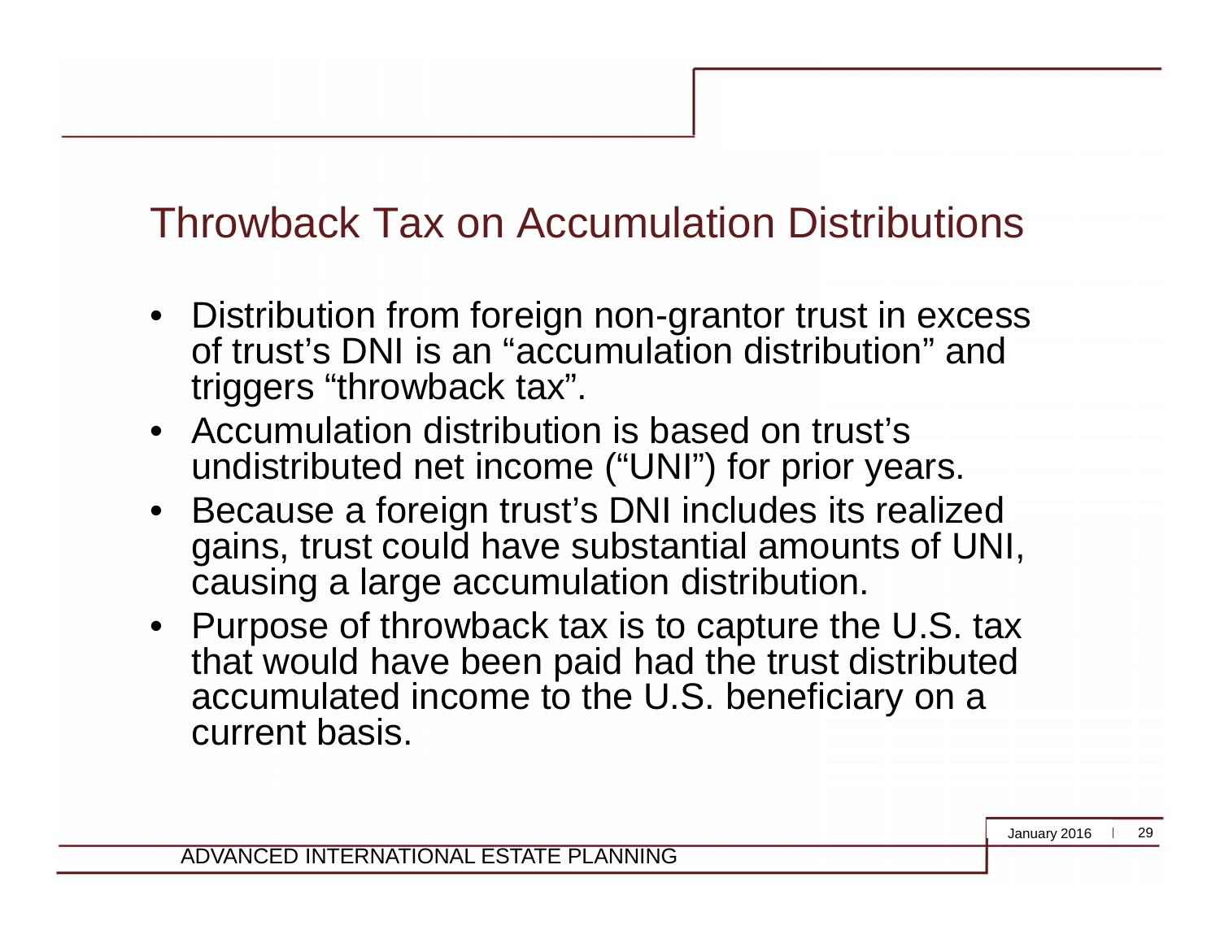# Throwback Tax on Accumulation Distributions

- Distribution from foreign non-grantor trust in excess of trust's DNI is an "accumulation distribution" and triggers "throwback tax".
- Accumulation distribution is based on trust's undistributed net income ("UNI") for prior years.
- Because a foreign trust's DNI includes its realized gains, trust could have substantial amounts of UNI, causing a large accumulation distribution.
- Purpose of throwback tax is to capture the U.S. tax that would have been paid had the trust distributed accumulated income to the U.S. beneficiary on a current basis.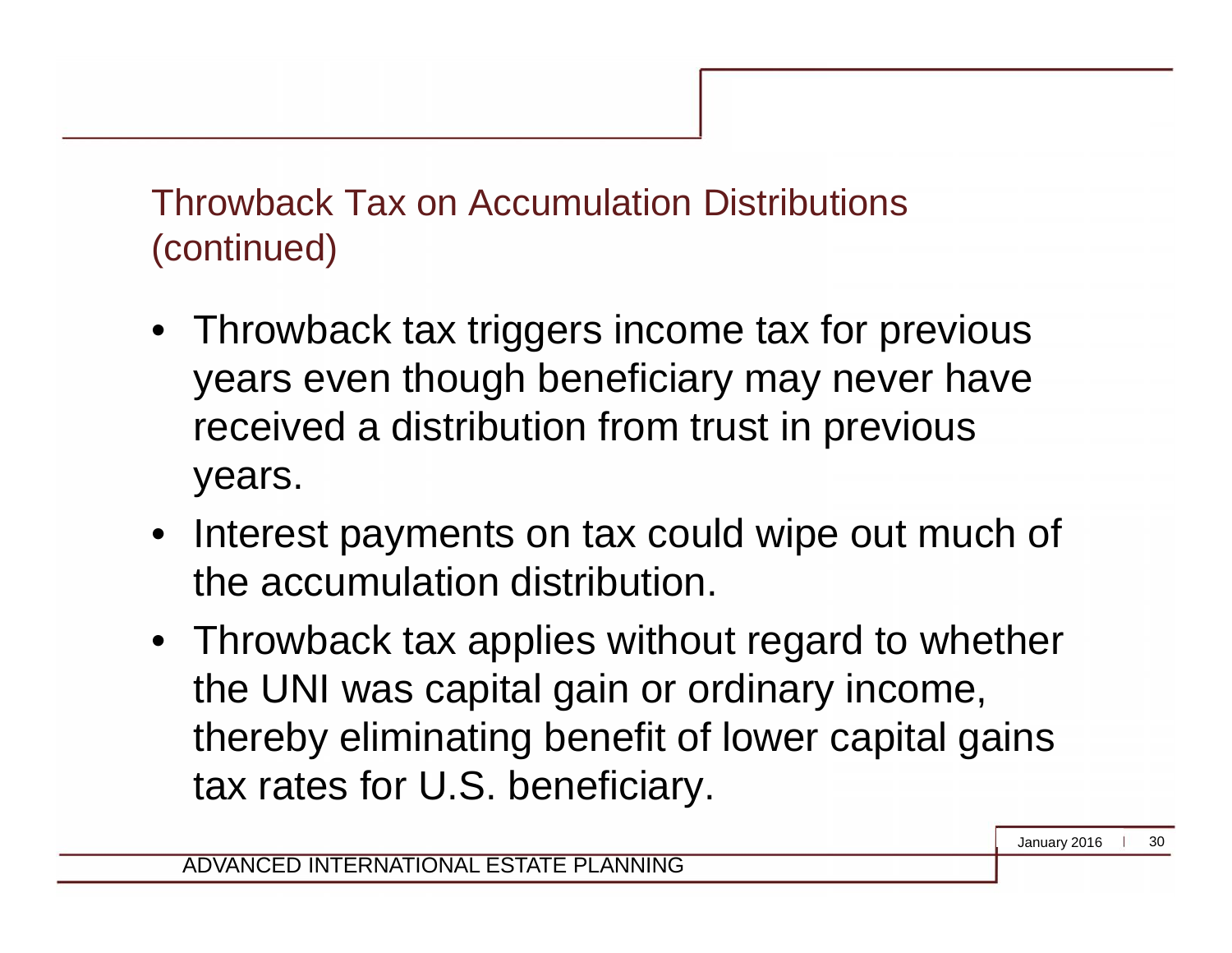## Throwback Tax on Accumulation Distributions (continued)

- Throwback tax triggers income tax for previous years even though beneficiary may never have received a distribution from trust in previous years.
- Interest payments on tax could wipe out much of the accumulation distribution.
- Throwback tax applies without regard to whether the UNI was capital gain or ordinary income, thereby eliminating benefit of lower capital gains tax rates for U.S. beneficiary.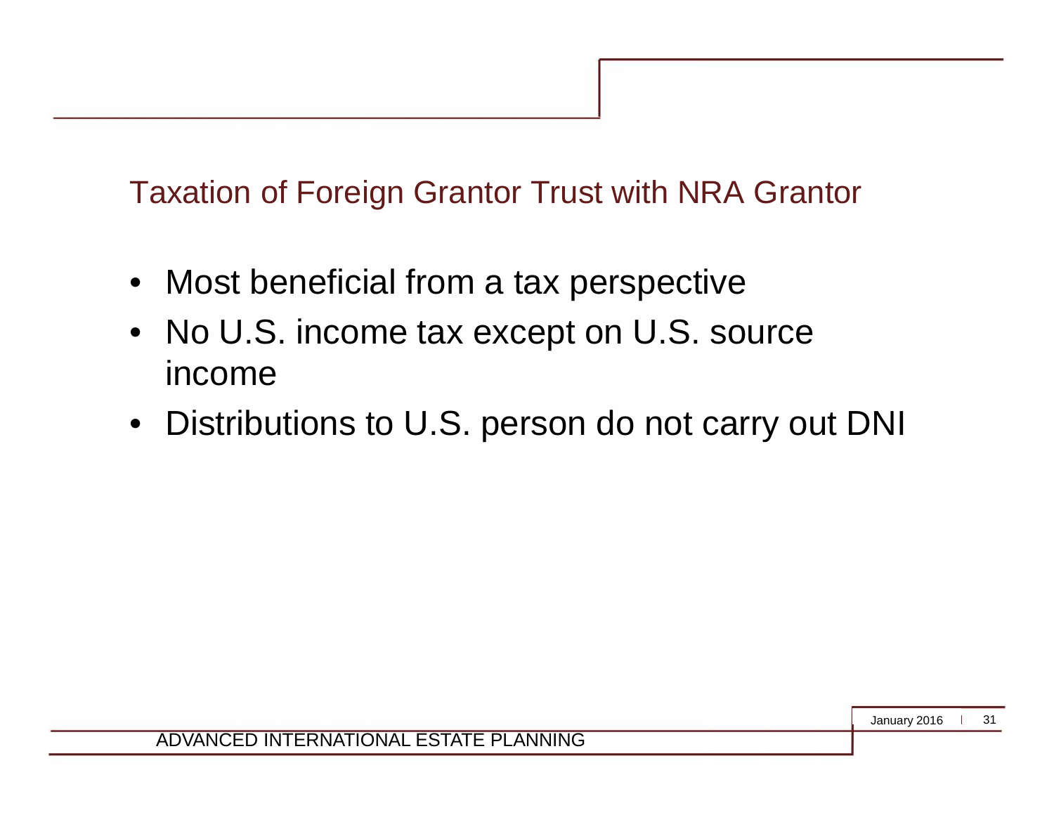## Taxation of Foreign Grantor Trust with NRA Grantor

- Most beneficial from a tax perspective
- No U.S. income tax except on U.S. source income
- Distributions to U.S. person do not carry out DNI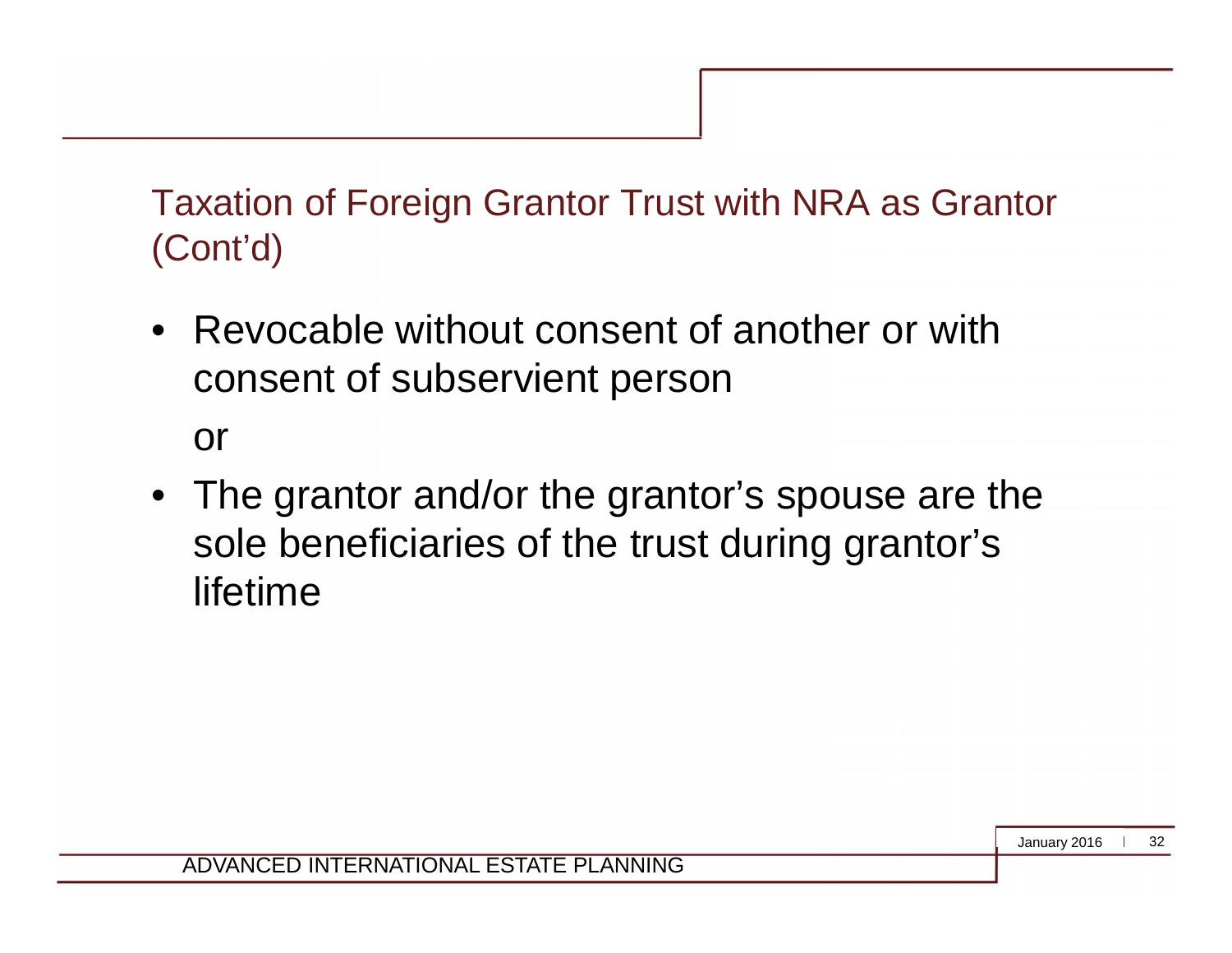## Taxation of Foreign Grantor Trust with NRA as Grantor (Cont'd)

- Revocable without consent of another or with consent of subservient person

  or

- The grantor and/or the grantor's spouse are the sole beneficiaries of the trust during grantor's lifetime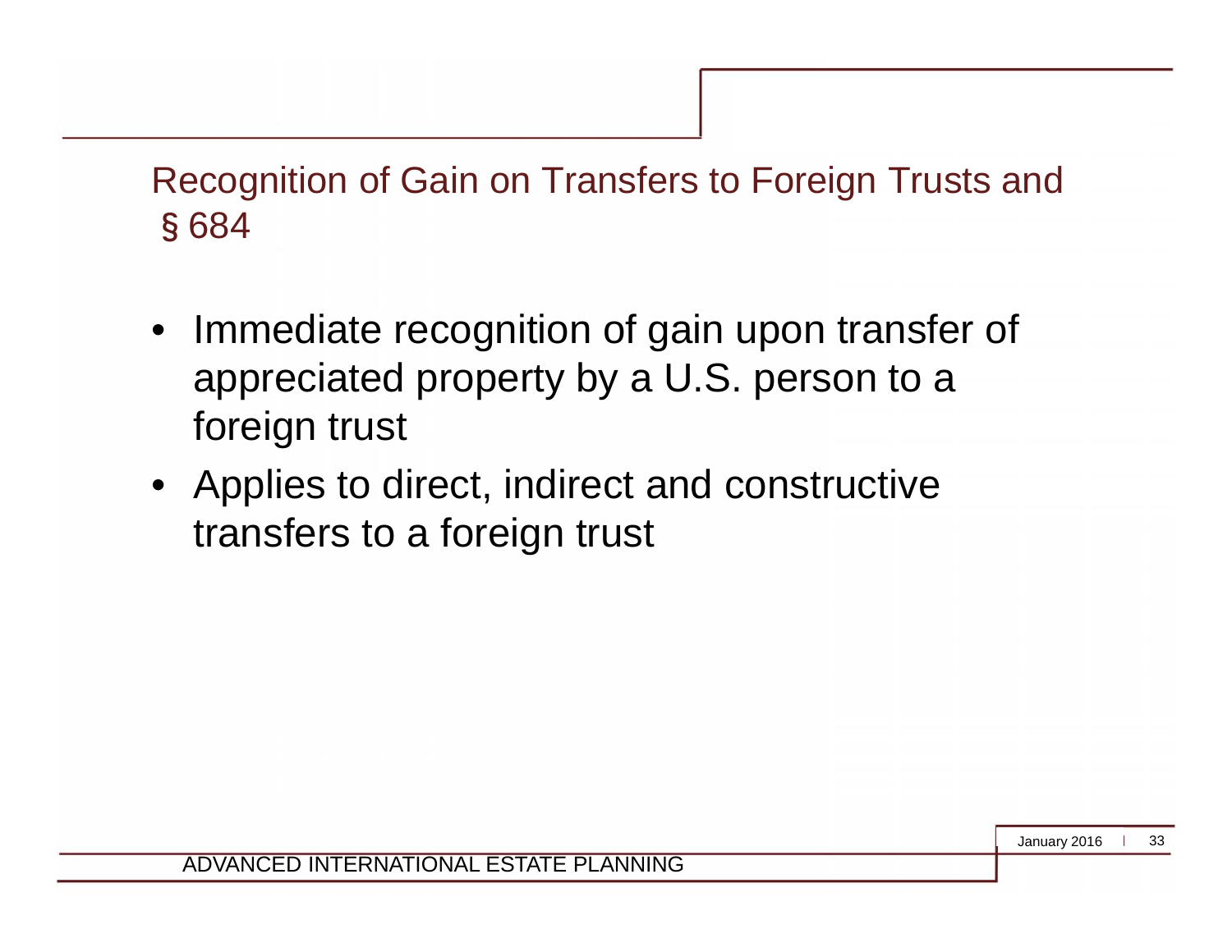## Recognition of Gain on Transfers to Foreign Trusts and § 684

- Immediate recognition of gain upon transfer of appreciated property by a U.S. person to a foreign trust
- Applies to direct, indirect and constructive transfers to a foreign trust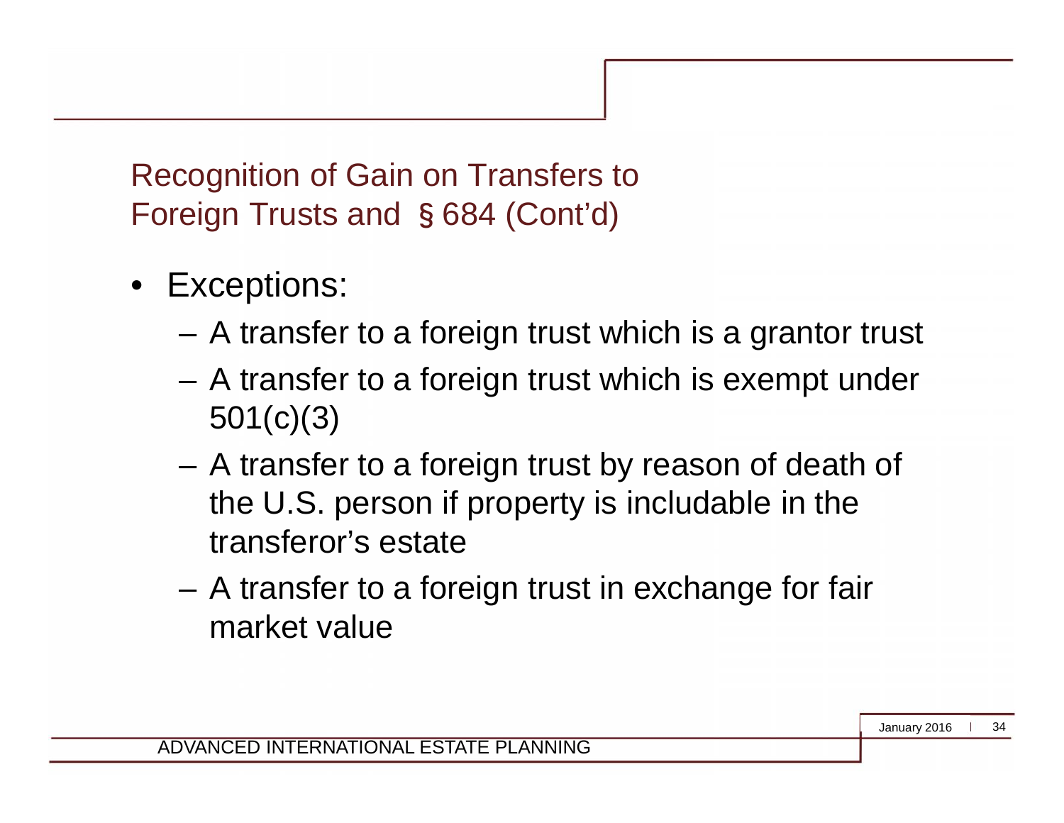## Recognition of Gain on Transfers to Foreign Trusts and § 684 (Cont'd)

- Exceptions:
  - A transfer to a foreign trust which is a grantor trust
  - A transfer to a foreign trust which is exempt under 501(c)(3)
  - A transfer to a foreign trust by reason of death of the U.S. person if property is includable in the transferor's estate
  - A transfer to a foreign trust in exchange for fair market value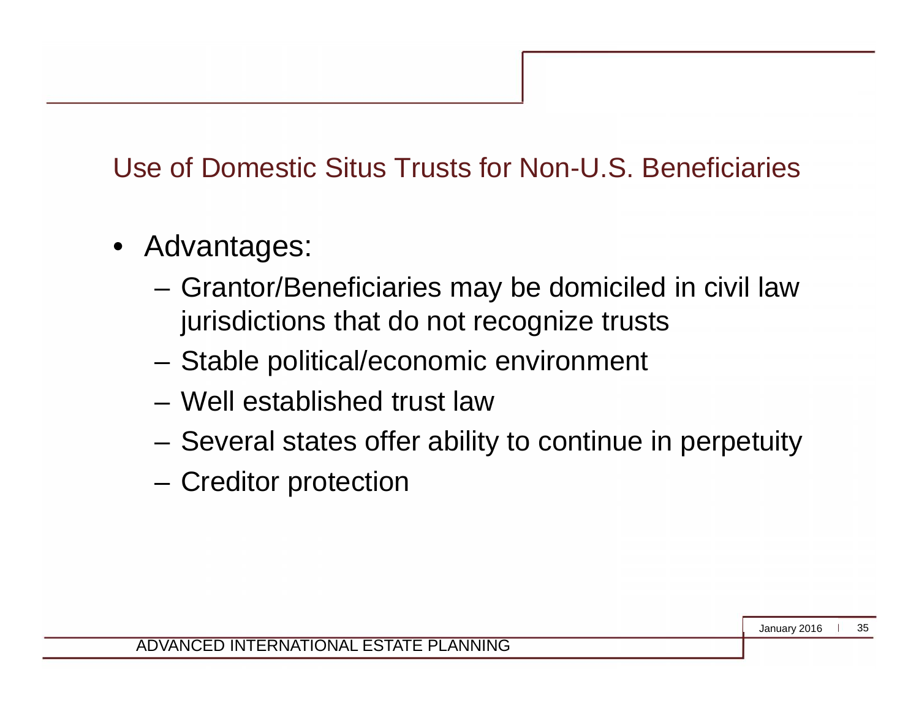## Use of Domestic Situs Trusts for Non-U.S. Beneficiaries

- Advantages:
  - Grantor/Beneficiaries may be domiciled in civil law jurisdictions that do not recognize trusts
  - Stable political/economic environment
  - Well established trust law
  - Several states offer ability to continue in perpetuity
  - Creditor protection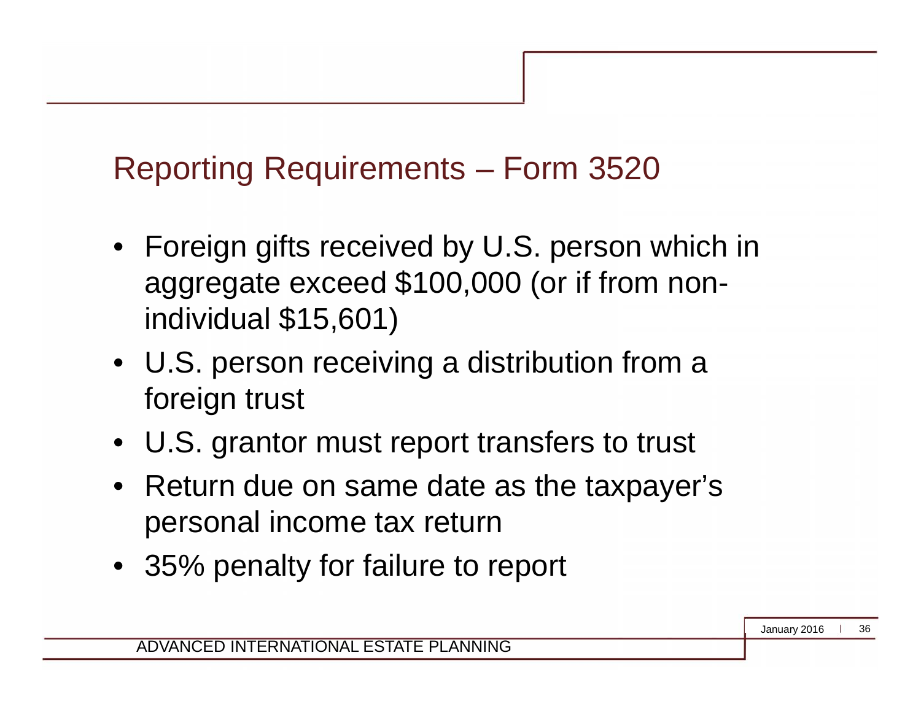## Reporting Requirements – Form 3520

- Foreign gifts received by U.S. person which in aggregate exceed $100,000 (or if from non-individual $15,601)
- U.S. person receiving a distribution from a foreign trust
- U.S. grantor must report transfers to trust
- Return due on same date as the taxpayer's personal income tax return
- 35% penalty for failure to report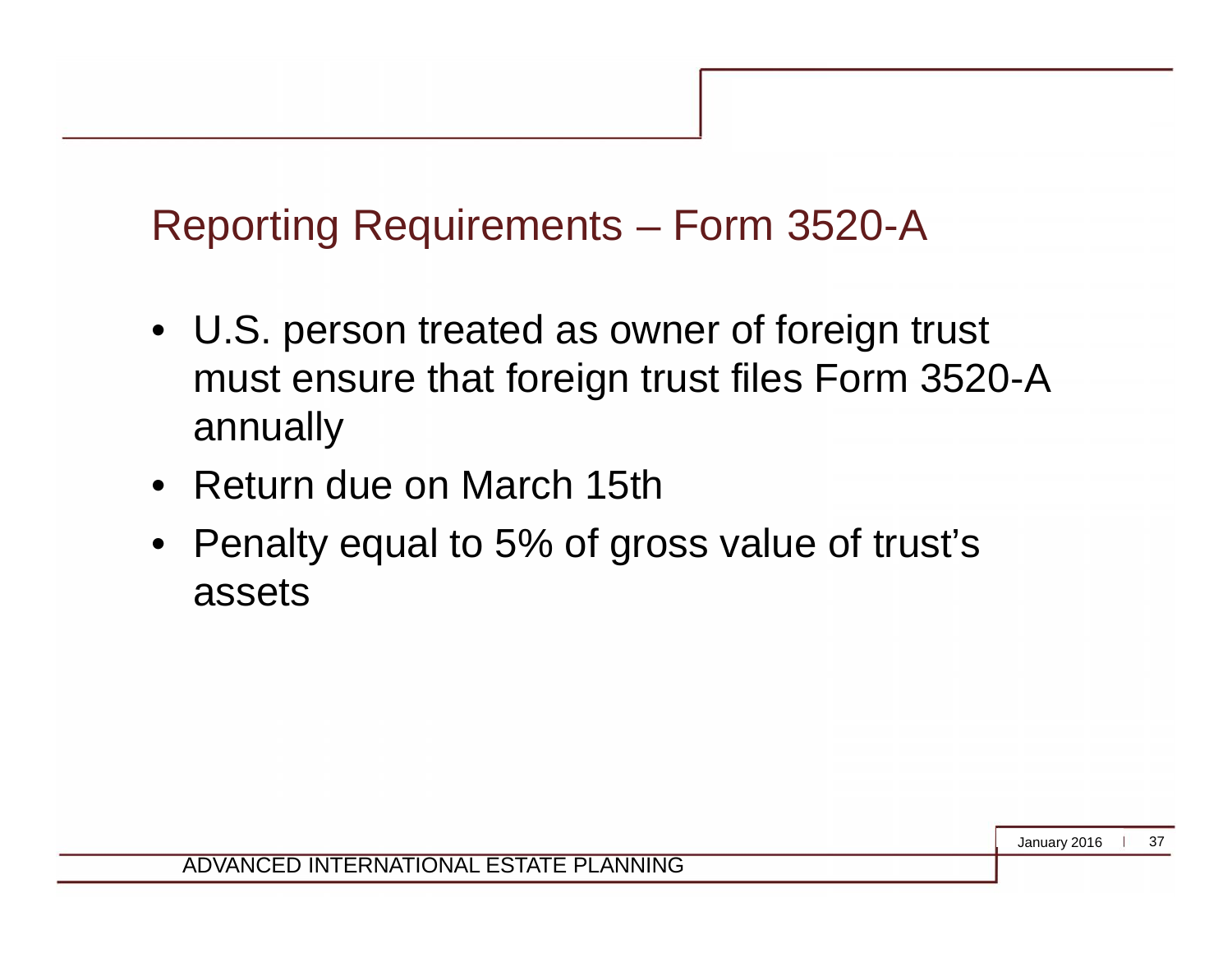## Reporting Requirements – Form 3520-A

- U.S. person treated as owner of foreign trust must ensure that foreign trust files Form 3520-A annually
- Return due on March 15th
- Penalty equal to 5% of gross value of trust's assets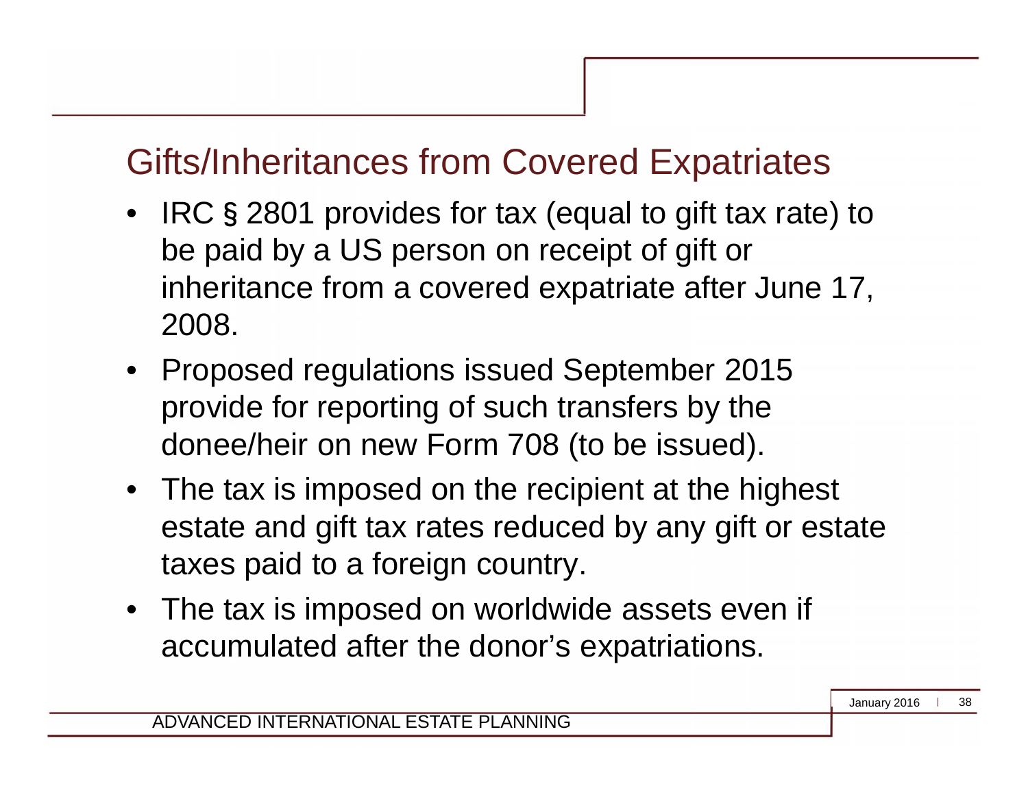## Gifts/Inheritances from Covered Expatriates

- IRC § 2801 provides for tax (equal to gift tax rate) to be paid by a US person on receipt of gift or inheritance from a covered expatriate after June 17, 2008.
- Proposed regulations issued September 2015 provide for reporting of such transfers by the donee/heir on new Form 708 (to be issued).
- The tax is imposed on the recipient at the highest estate and gift tax rates reduced by any gift or estate taxes paid to a foreign country.
- The tax is imposed on worldwide assets even if accumulated after the donor's expatriations.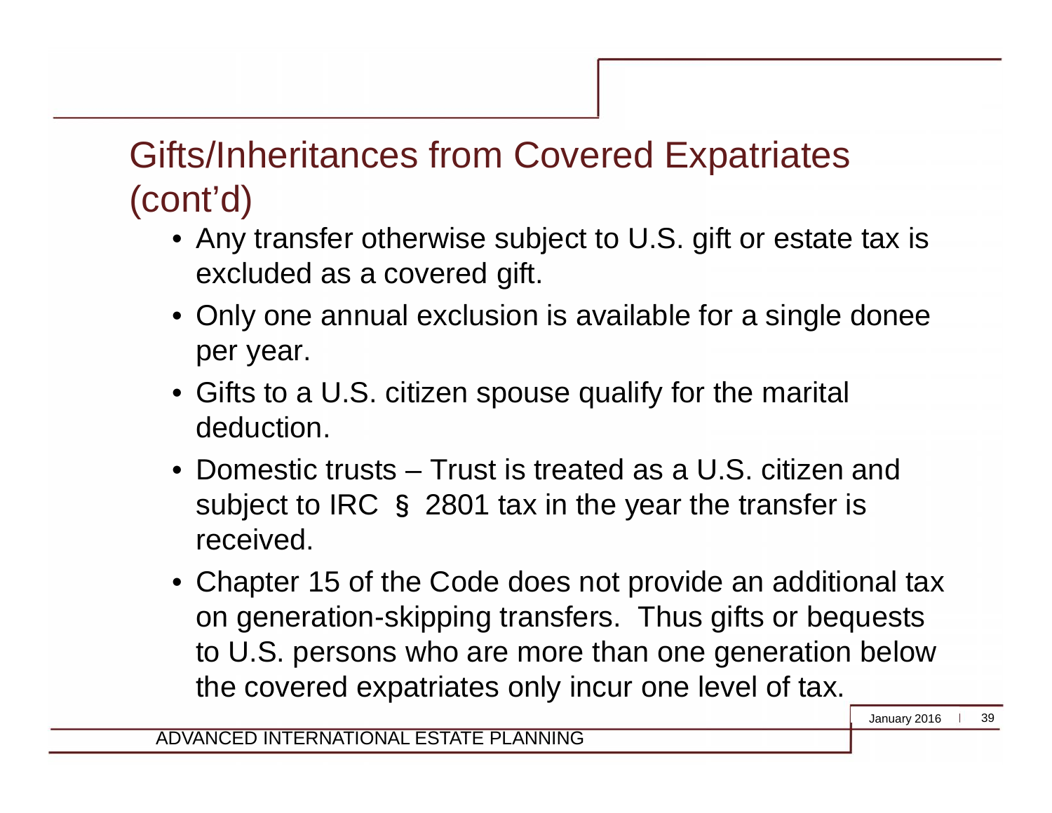# Gifts/Inheritances from Covered Expatriates (cont'd)

- Any transfer otherwise subject to U.S. gift or estate tax is excluded as a covered gift.
- Only one annual exclusion is available for a single donee per year.
- Gifts to a U.S. citizen spouse qualify for the marital deduction.
- Domestic trusts – Trust is treated as a U.S. citizen and subject to IRC § 2801 tax in the year the transfer is received.
- Chapter 15 of the Code does not provide an additional tax on generation-skipping transfers. Thus gifts or bequests to U.S. persons who are more than one generation below the covered expatriates only incur one level of tax.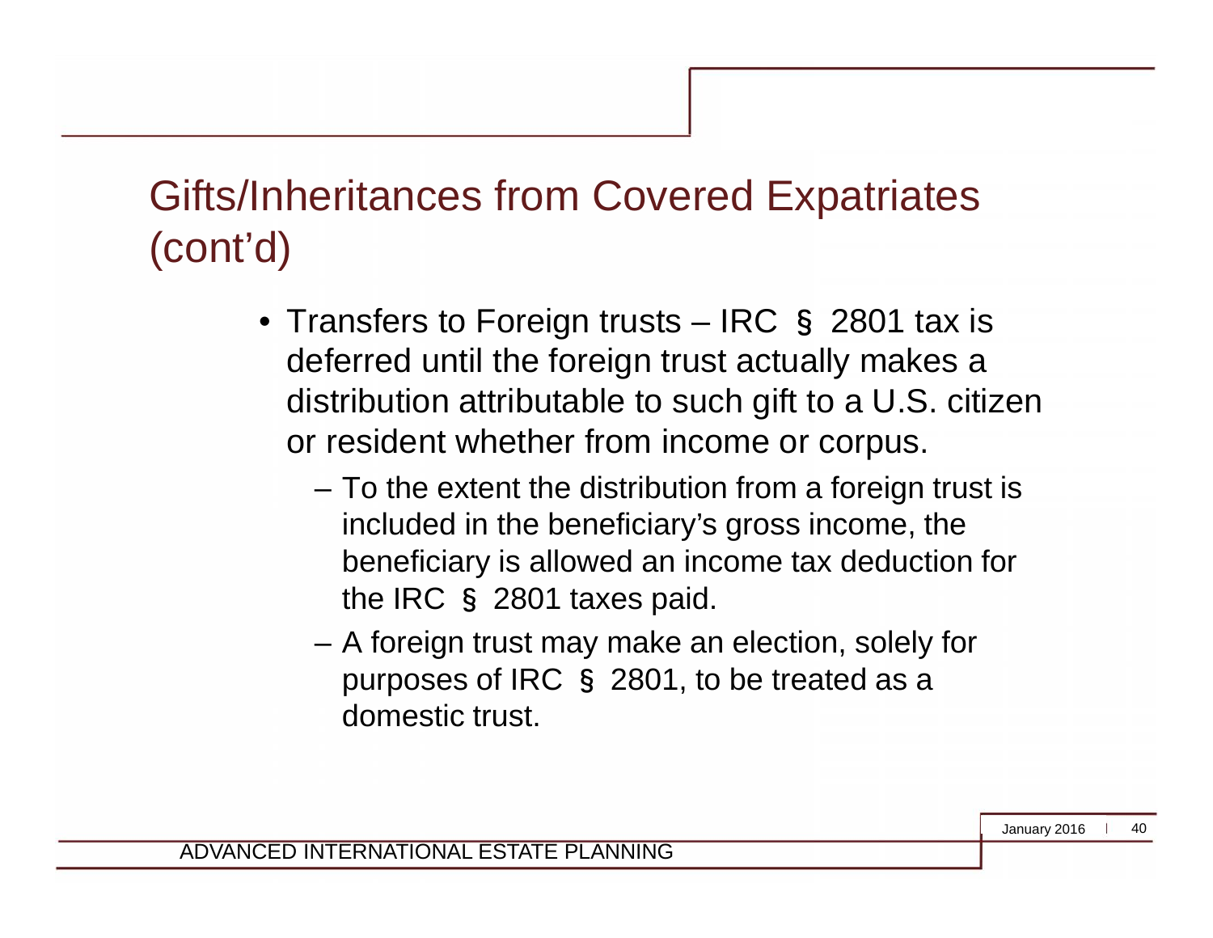# Gifts/Inheritances from Covered Expatriates (cont'd)

- Transfers to Foreign trusts – IRC § 2801 tax is deferred until the foreign trust actually makes a distribution attributable to such gift to a U.S. citizen or resident whether from income or corpus.
  - To the extent the distribution from a foreign trust is included in the beneficiary's gross income, the beneficiary is allowed an income tax deduction for the IRC § 2801 taxes paid.
  - A foreign trust may make an election, solely for purposes of IRC § 2801, to be treated as a domestic trust.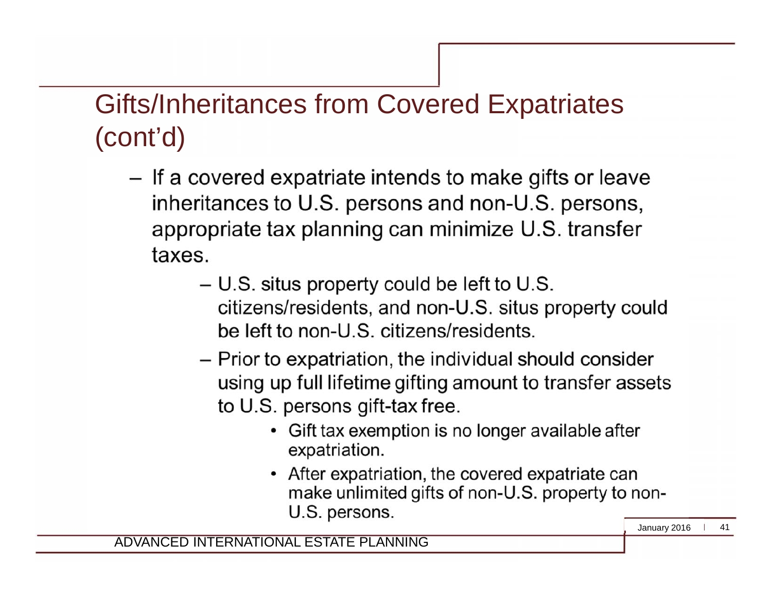# Gifts/Inheritances from Covered Expatriates (cont'd)

- If a covered expatriate intends to make gifts or leave inheritances to U.S. persons and non-U.S. persons, appropriate tax planning can minimize U.S. transfer taxes.
  - U.S. situs property could be left to U.S. citizens/residents, and non-U.S. situs property could be left to non-U.S. citizens/residents.
  - Prior to expatriation, the individual should consider using up full lifetime gifting amount to transfer assets to U.S. persons gift-tax free.
    - Gift tax exemption is no longer available after expatriation.
    - After expatriation, the covered expatriate can make unlimited gifts of non-U.S. property to non-U.S. persons.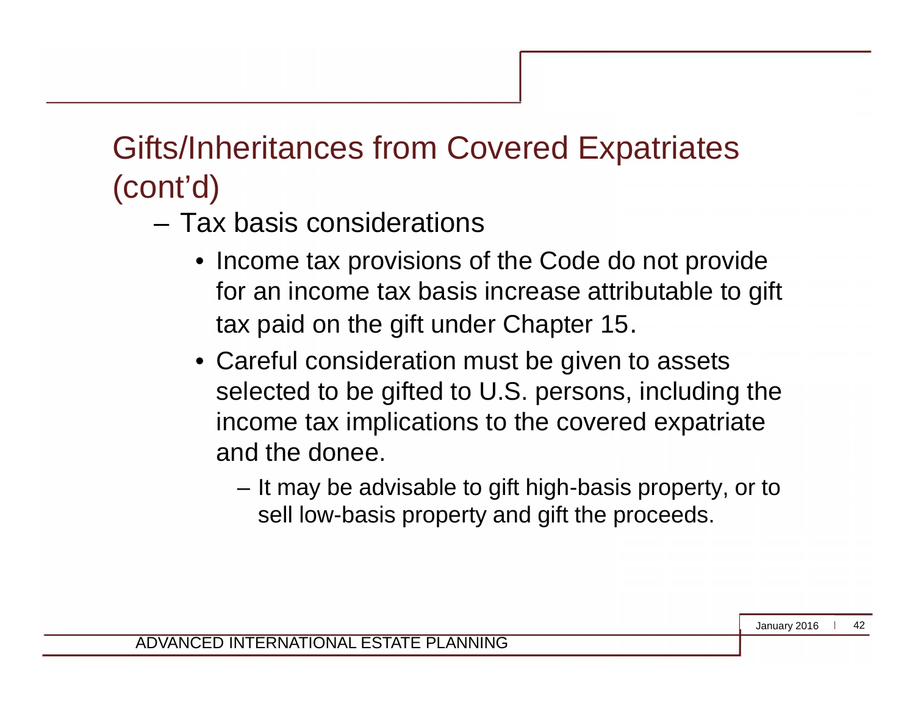# Gifts/Inheritances from Covered Expatriates (cont'd)

- Tax basis considerations
  - Income tax provisions of the Code do not provide for an income tax basis increase attributable to gift tax paid on the gift under Chapter 15.
  - Careful consideration must be given to assets selected to be gifted to U.S. persons, including the income tax implications to the covered expatriate and the donee.
    - It may be advisable to gift high-basis property, or to sell low-basis property and gift the proceeds.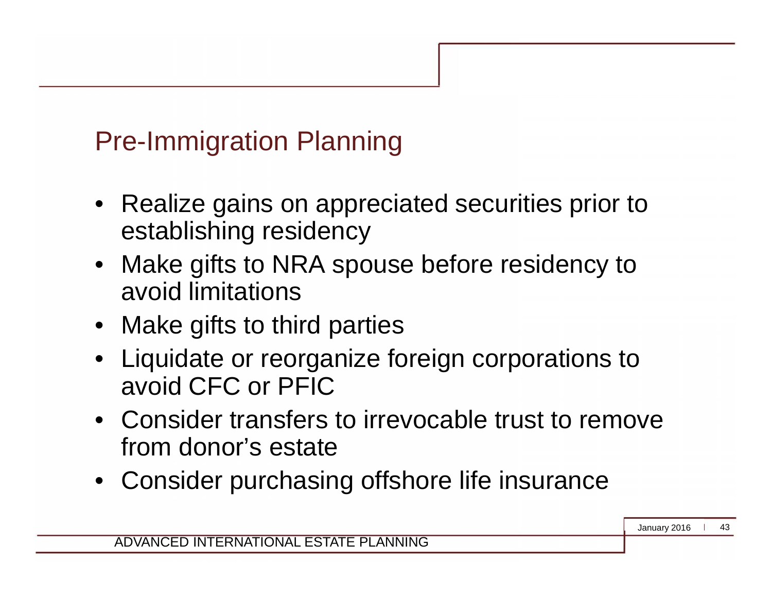## Pre-Immigration Planning

- Realize gains on appreciated securities prior to establishing residency
- Make gifts to NRA spouse before residency to avoid limitations
- Make gifts to third parties
- Liquidate or reorganize foreign corporations to avoid CFC or PFIC
- Consider transfers to irrevocable trust to remove from donor's estate
- Consider purchasing offshore life insurance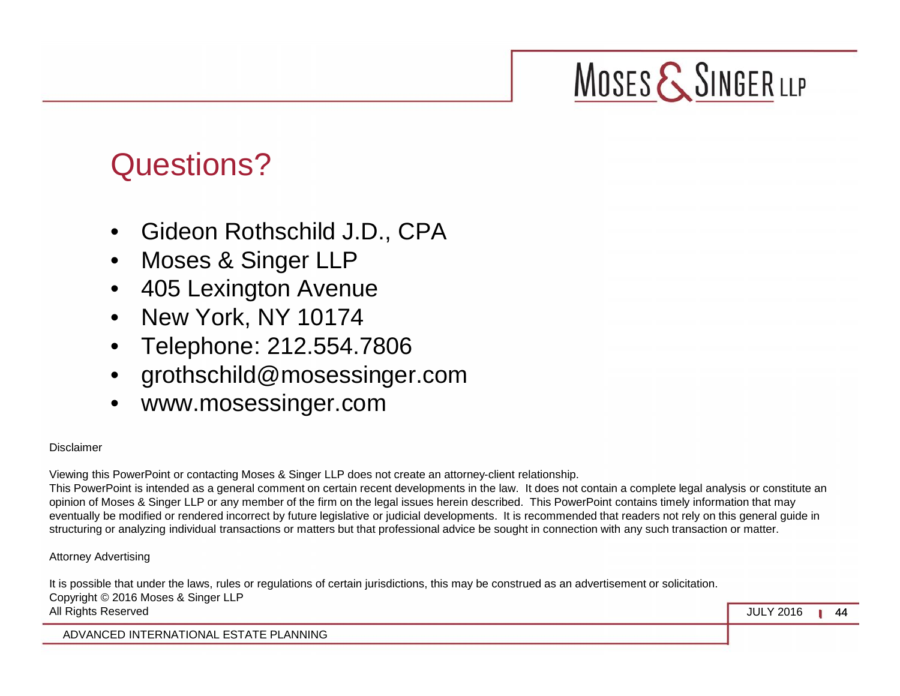# Questions?

- Gideon Rothschild J.D., CPA
- Moses & Singer LLP
- 405 Lexington Avenue
- New York, NY 10174
- Telephone: 212.554.7806
- grothschild@mosessinger.com
- www.mosessinger.com

Disclaimer

Viewing this PowerPoint or contacting Moses & Singer LLP does not create an attorney-client relationship.
This PowerPoint is intended as a general comment on certain recent developments in the law. It does not contain a complete legal analysis or constitute an opinion of Moses & Singer LLP or any member of the firm on the legal issues herein described. This PowerPoint contains timely information that may eventually be modified or rendered incorrect by future legislative or judicial developments. It is recommended that readers not rely on this general guide in structuring or analyzing individual transactions or matters but that professional advice be sought in connection with any such transaction or matter.

Attorney Advertising

It is possible that under the laws, rules or regulations of certain jurisdictions, this may be construed as an advertisement or solicitation.
Copyright © 2016 Moses & Singer LLP
All Rights Reserved